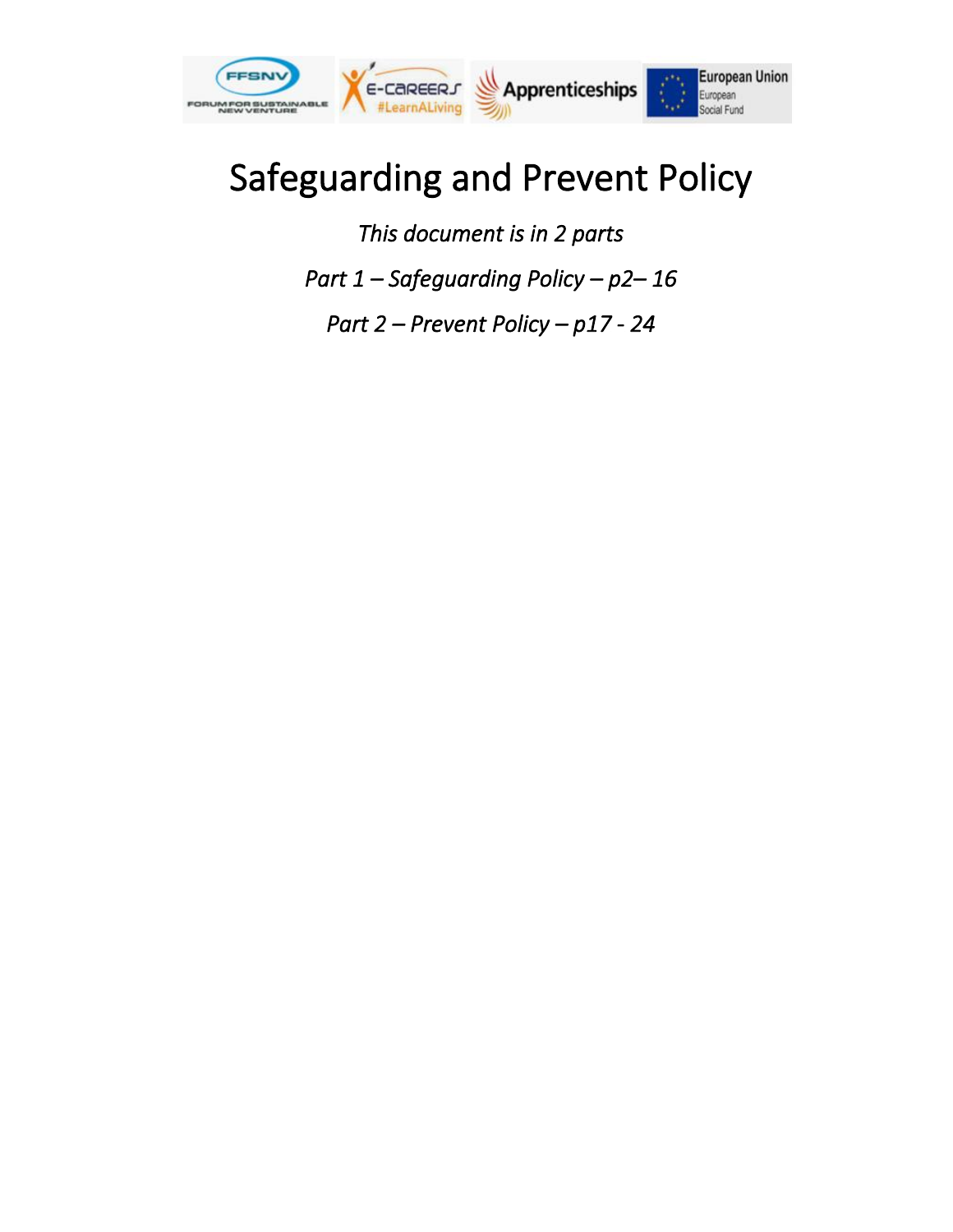# Safeguarding and Prevent Policy

*This document is in 2 parts*

*Part 1 – Safeguarding Policy – p2– 16*

*Part 2 – Prevent Policy – p17 - 24*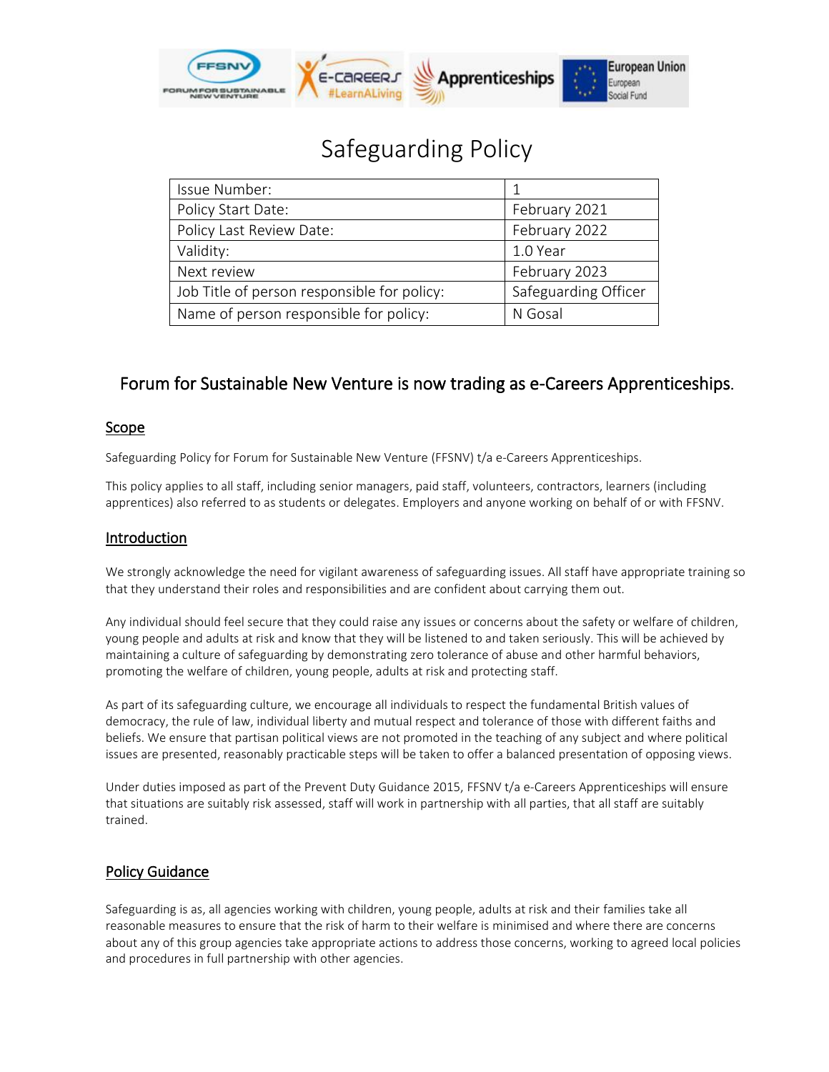# Safeguarding Policy

| Issue Number: | 1 |
| --- | --- |
| Policy Start Date: | February 2021 |
| Policy Last Review Date: | February 2022 |
| Validity: | 1.0 Year |
| Next review | February 2023 |
| Job Title of person responsible for policy: | Safeguarding Officer |
| Name of person responsible for policy: | N Gosal |

## Forum for Sustainable New Venture is now trading as e-Careers Apprenticeships.

### Scope

Safeguarding Policy for Forum for Sustainable New Venture (FFSNV) t/a e-Careers Apprenticeships.

This policy applies to all staff, including senior managers, paid staff, volunteers, contractors, learners (including apprentices) also referred to as students or delegates. Employers and anyone working on behalf of or with FFSNV.

### Introduction

We strongly acknowledge the need for vigilant awareness of safeguarding issues. All staff have appropriate training so that they understand their roles and responsibilities and are confident about carrying them out.

Any individual should feel secure that they could raise any issues or concerns about the safety or welfare of children, young people and adults at risk and know that they will be listened to and taken seriously. This will be achieved by maintaining a culture of safeguarding by demonstrating zero tolerance of abuse and other harmful behaviors, promoting the welfare of children, young people, adults at risk and protecting staff.

As part of its safeguarding culture, we encourage all individuals to respect the fundamental British values of democracy, the rule of law, individual liberty and mutual respect and tolerance of those with different faiths and beliefs. We ensure that partisan political views are not promoted in the teaching of any subject and where political issues are presented, reasonably practicable steps will be taken to offer a balanced presentation of opposing views.

Under duties imposed as part of the Prevent Duty Guidance 2015, FFSNV t/a e-Careers Apprenticeships will ensure that situations are suitably risk assessed, staff will work in partnership with all parties, that all staff are suitably trained.

### Policy Guidance

Safeguarding is as, all agencies working with children, young people, adults at risk and their families take all reasonable measures to ensure that the risk of harm to their welfare is minimised and where there are concerns about any of this group agencies take appropriate actions to address those concerns, working to agreed local policies and procedures in full partnership with other agencies.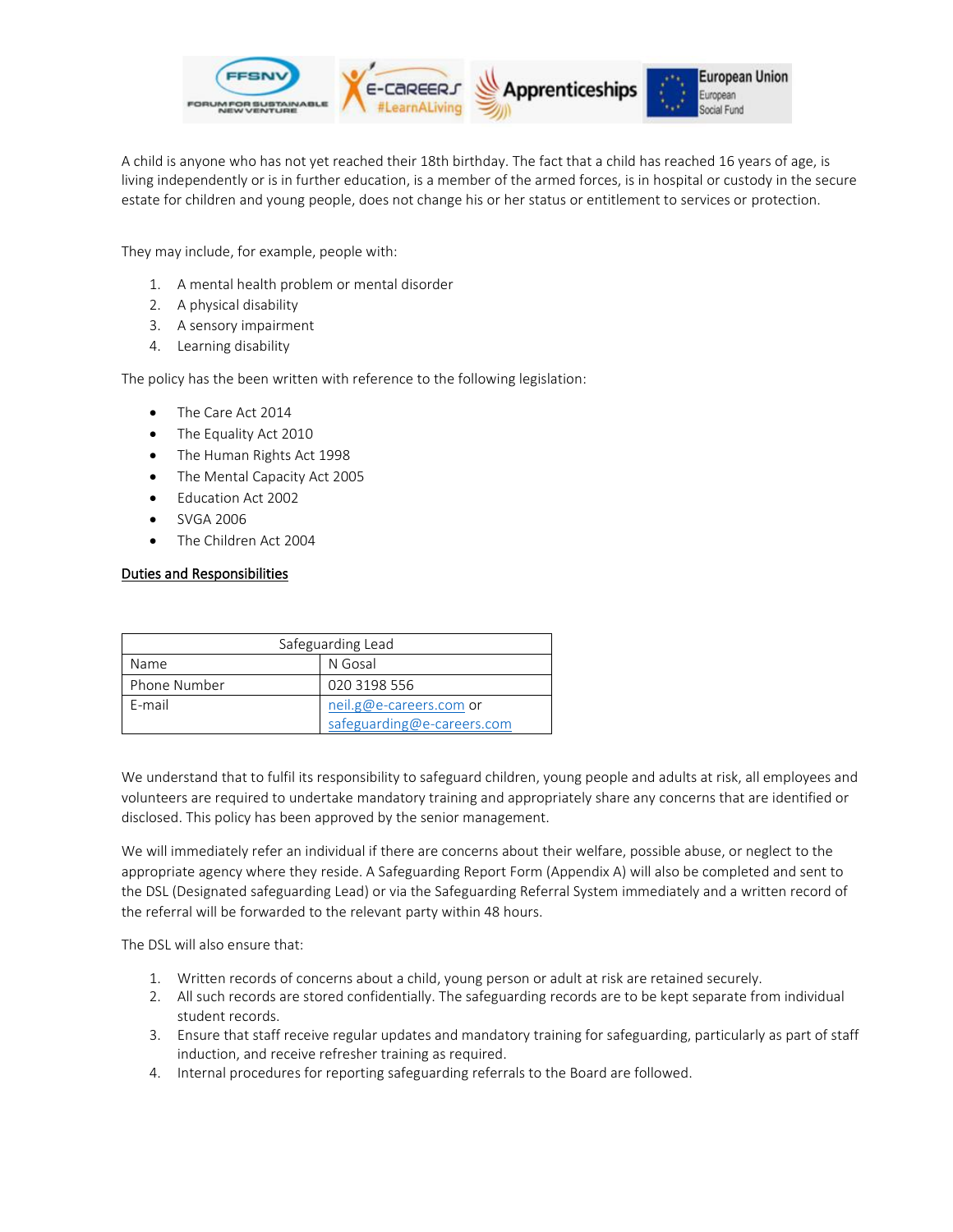A child is anyone who has not yet reached their 18th birthday. The fact that a child has reached 16 years of age, is living independently or is in further education, is a member of the armed forces, is in hospital or custody in the secure estate for children and young people, does not change his or her status or entitlement to services or protection.

They may include, for example, people with:

1. A mental health problem or mental disorder
2. A physical disability
3. A sensory impairment
4. Learning disability

The policy has the been written with reference to the following legislation:

- The Care Act 2014
- The Equality Act 2010
- The Human Rights Act 1998
- The Mental Capacity Act 2005
- Education Act 2002
- SVGA 2006
- The Children Act 2004

**Duties and Responsibilities**

| Safeguarding Lead | |
|---|---|
| Name | N Gosal |
| Phone Number | 020 3198 556 |
| E-mail | neil.g@e-careers.com or safeguarding@e-careers.com |

We understand that to fulfil its responsibility to safeguard children, young people and adults at risk, all employees and volunteers are required to undertake mandatory training and appropriately share any concerns that are identified or disclosed. This policy has been approved by the senior management.

We will immediately refer an individual if there are concerns about their welfare, possible abuse, or neglect to the appropriate agency where they reside. A Safeguarding Report Form (Appendix A) will also be completed and sent to the DSL (Designated safeguarding Lead) or via the Safeguarding Referral System immediately and a written record of the referral will be forwarded to the relevant party within 48 hours.

The DSL will also ensure that:

1. Written records of concerns about a child, young person or adult at risk are retained securely.
2. All such records are stored confidentially. The safeguarding records are to be kept separate from individual student records.
3. Ensure that staff receive regular updates and mandatory training for safeguarding, particularly as part of staff induction, and receive refresher training as required.
4. Internal procedures for reporting safeguarding referrals to the Board are followed.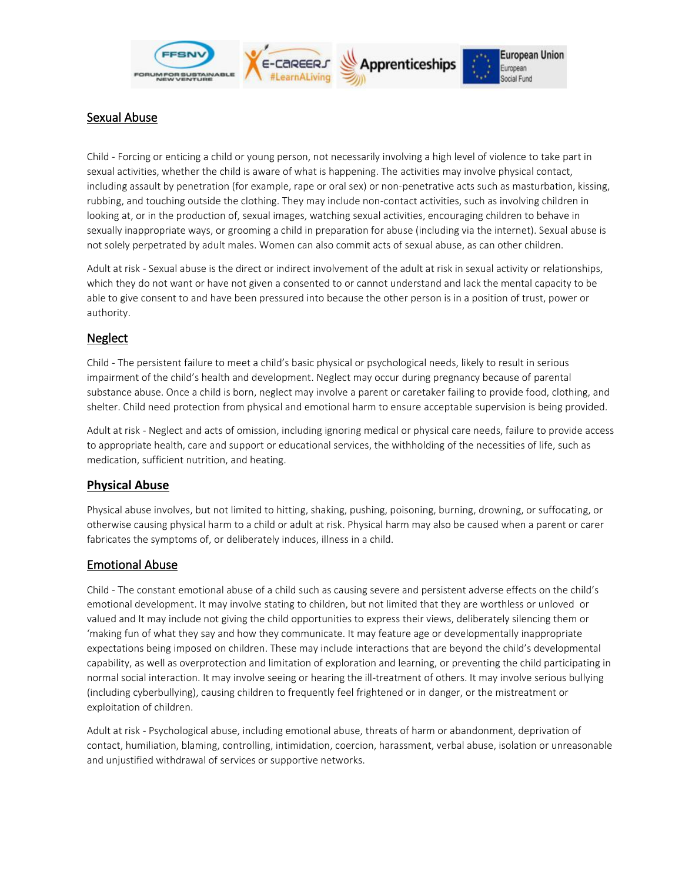## Sexual Abuse

Child - Forcing or enticing a child or young person, not necessarily involving a high level of violence to take part in sexual activities, whether the child is aware of what is happening. The activities may involve physical contact, including assault by penetration (for example, rape or oral sex) or non-penetrative acts such as masturbation, kissing, rubbing, and touching outside the clothing. They may include non-contact activities, such as involving children in looking at, or in the production of, sexual images, watching sexual activities, encouraging children to behave in sexually inappropriate ways, or grooming a child in preparation for abuse (including via the internet). Sexual abuse is not solely perpetrated by adult males. Women can also commit acts of sexual abuse, as can other children.

Adult at risk - Sexual abuse is the direct or indirect involvement of the adult at risk in sexual activity or relationships, which they do not want or have not given a consented to or cannot understand and lack the mental capacity to be able to give consent to and have been pressured into because the other person is in a position of trust, power or authority.

## Neglect

Child - The persistent failure to meet a child's basic physical or psychological needs, likely to result in serious impairment of the child's health and development. Neglect may occur during pregnancy because of parental substance abuse. Once a child is born, neglect may involve a parent or caretaker failing to provide food, clothing, and shelter. Child need protection from physical and emotional harm to ensure acceptable supervision is being provided.

Adult at risk - Neglect and acts of omission, including ignoring medical or physical care needs, failure to provide access to appropriate health, care and support or educational services, the withholding of the necessities of life, such as medication, sufficient nutrition, and heating.

## Physical Abuse

Physical abuse involves, but not limited to hitting, shaking, pushing, poisoning, burning, drowning, or suffocating, or otherwise causing physical harm to a child or adult at risk. Physical harm may also be caused when a parent or carer fabricates the symptoms of, or deliberately induces, illness in a child.

## Emotional Abuse

Child - The constant emotional abuse of a child such as causing severe and persistent adverse effects on the child's emotional development. It may involve stating to children, but not limited that they are worthless or unloved or valued and It may include not giving the child opportunities to express their views, deliberately silencing them or 'making fun of what they say and how they communicate. It may feature age or developmentally inappropriate expectations being imposed on children. These may include interactions that are beyond the child's developmental capability, as well as overprotection and limitation of exploration and learning, or preventing the child participating in normal social interaction. It may involve seeing or hearing the ill-treatment of others. It may involve serious bullying (including cyberbullying), causing children to frequently feel frightened or in danger, or the mistreatment or exploitation of children.

Adult at risk - Psychological abuse, including emotional abuse, threats of harm or abandonment, deprivation of contact, humiliation, blaming, controlling, intimidation, coercion, harassment, verbal abuse, isolation or unreasonable and unjustified withdrawal of services or supportive networks.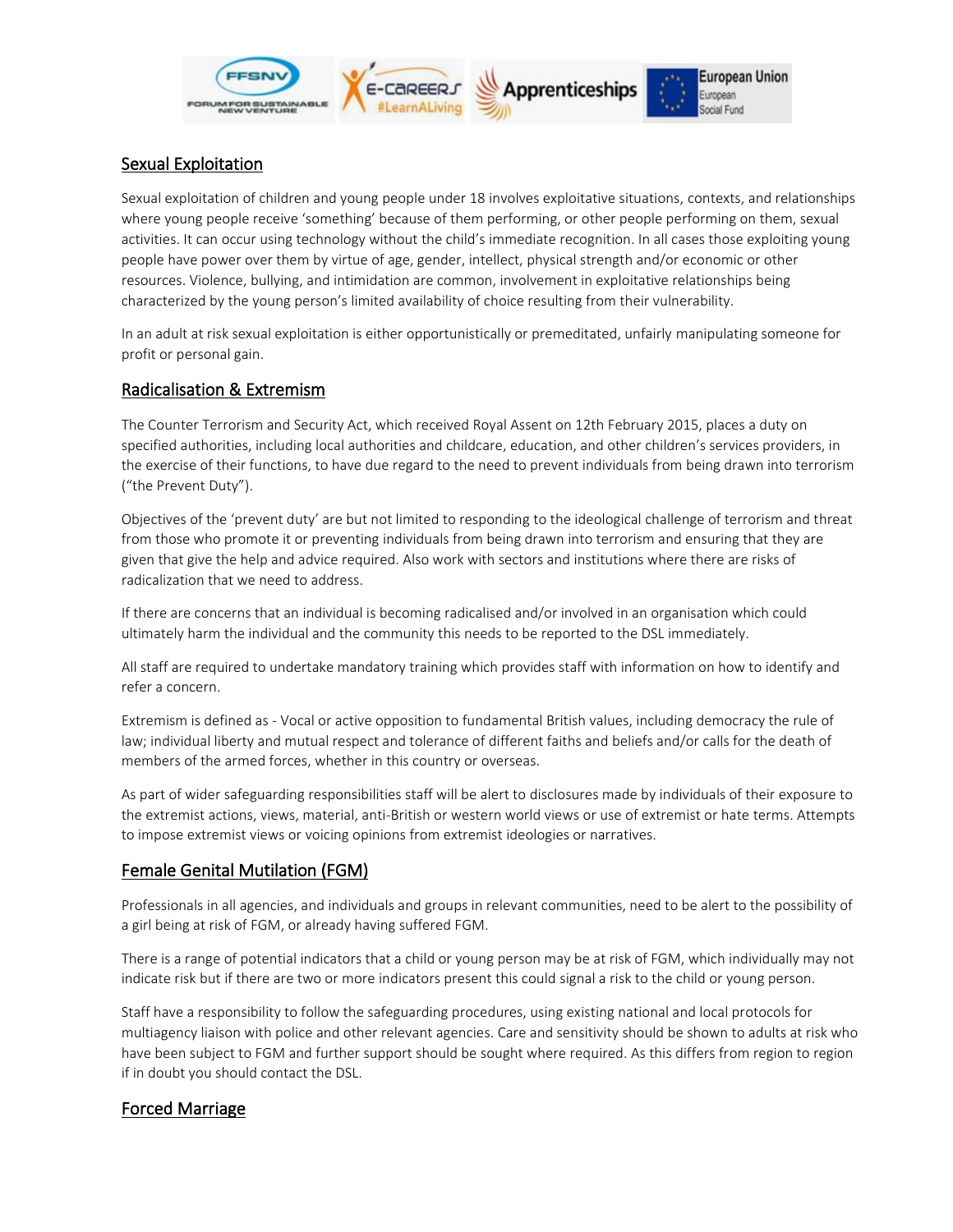## Sexual Exploitation

Sexual exploitation of children and young people under 18 involves exploitative situations, contexts, and relationships where young people receive 'something' because of them performing, or other people performing on them, sexual activities. It can occur using technology without the child's immediate recognition. In all cases those exploiting young people have power over them by virtue of age, gender, intellect, physical strength and/or economic or other resources. Violence, bullying, and intimidation are common, involvement in exploitative relationships being characterized by the young person's limited availability of choice resulting from their vulnerability.

In an adult at risk sexual exploitation is either opportunistically or premeditated, unfairly manipulating someone for profit or personal gain.

## Radicalisation & Extremism

The Counter Terrorism and Security Act, which received Royal Assent on 12th February 2015, places a duty on specified authorities, including local authorities and childcare, education, and other children's services providers, in the exercise of their functions, to have due regard to the need to prevent individuals from being drawn into terrorism ("the Prevent Duty").

Objectives of the 'prevent duty' are but not limited to responding to the ideological challenge of terrorism and threat from those who promote it or preventing individuals from being drawn into terrorism and ensuring that they are given that give the help and advice required. Also work with sectors and institutions where there are risks of radicalization that we need to address.

If there are concerns that an individual is becoming radicalised and/or involved in an organisation which could ultimately harm the individual and the community this needs to be reported to the DSL immediately.

All staff are required to undertake mandatory training which provides staff with information on how to identify and refer a concern.

Extremism is defined as - Vocal or active opposition to fundamental British values, including democracy the rule of law; individual liberty and mutual respect and tolerance of different faiths and beliefs and/or calls for the death of members of the armed forces, whether in this country or overseas.

As part of wider safeguarding responsibilities staff will be alert to disclosures made by individuals of their exposure to the extremist actions, views, material, anti-British or western world views or use of extremist or hate terms. Attempts to impose extremist views or voicing opinions from extremist ideologies or narratives.

## Female Genital Mutilation (FGM)

Professionals in all agencies, and individuals and groups in relevant communities, need to be alert to the possibility of a girl being at risk of FGM, or already having suffered FGM.

There is a range of potential indicators that a child or young person may be at risk of FGM, which individually may not indicate risk but if there are two or more indicators present this could signal a risk to the child or young person.

Staff have a responsibility to follow the safeguarding procedures, using existing national and local protocols for multiagency liaison with police and other relevant agencies. Care and sensitivity should be shown to adults at risk who have been subject to FGM and further support should be sought where required. As this differs from region to region if in doubt you should contact the DSL.

## Forced Marriage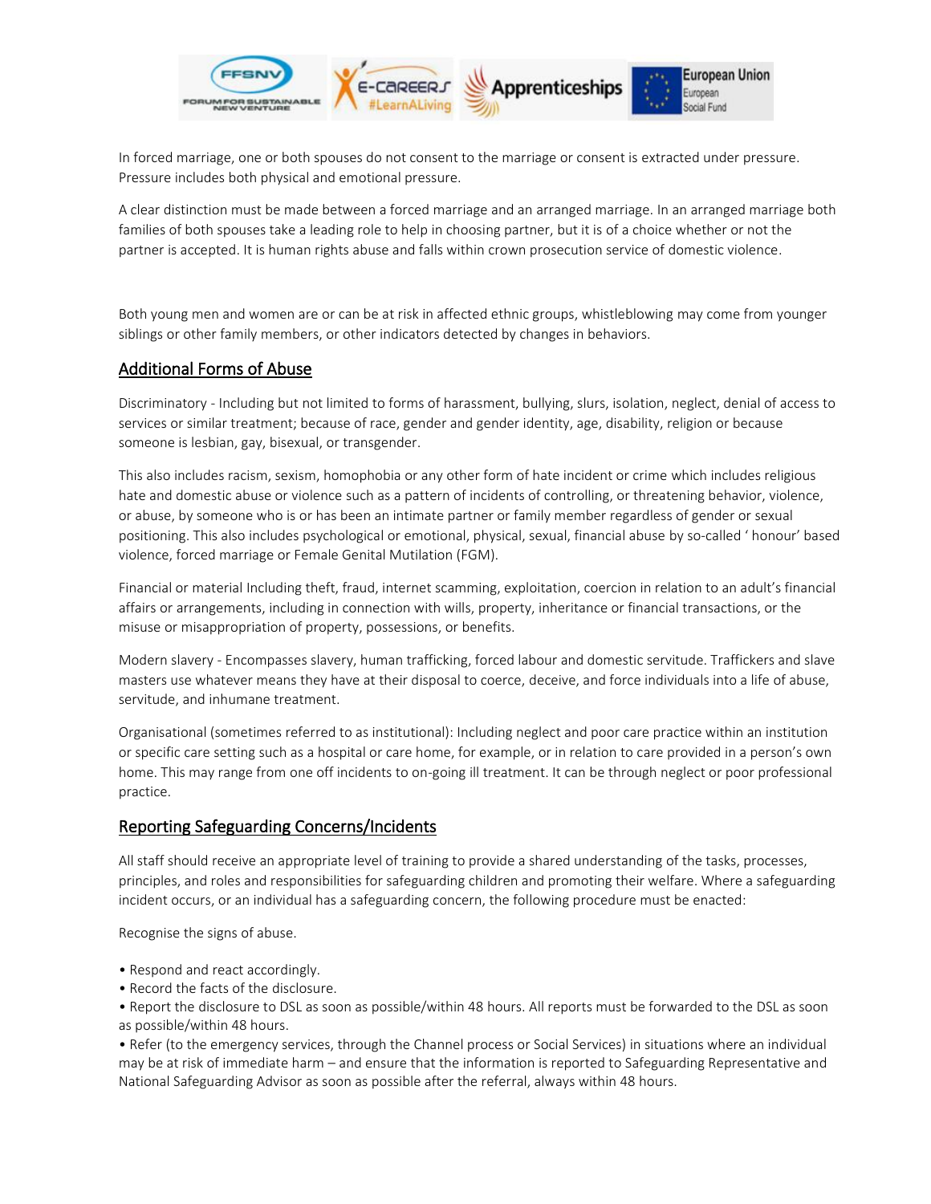In forced marriage, one or both spouses do not consent to the marriage or consent is extracted under pressure. Pressure includes both physical and emotional pressure.

A clear distinction must be made between a forced marriage and an arranged marriage. In an arranged marriage both families of both spouses take a leading role to help in choosing partner, but it is of a choice whether or not the partner is accepted. It is human rights abuse and falls within crown prosecution service of domestic violence.

Both young men and women are or can be at risk in affected ethnic groups, whistleblowing may come from younger siblings or other family members, or other indicators detected by changes in behaviors.

## Additional Forms of Abuse

Discriminatory - Including but not limited to forms of harassment, bullying, slurs, isolation, neglect, denial of access to services or similar treatment; because of race, gender and gender identity, age, disability, religion or because someone is lesbian, gay, bisexual, or transgender.

This also includes racism, sexism, homophobia or any other form of hate incident or crime which includes religious hate and domestic abuse or violence such as a pattern of incidents of controlling, or threatening behavior, violence, or abuse, by someone who is or has been an intimate partner or family member regardless of gender or sexual positioning. This also includes psychological or emotional, physical, sexual, financial abuse by so-called ' honour' based violence, forced marriage or Female Genital Mutilation (FGM).

Financial or material Including theft, fraud, internet scamming, exploitation, coercion in relation to an adult's financial affairs or arrangements, including in connection with wills, property, inheritance or financial transactions, or the misuse or misappropriation of property, possessions, or benefits.

Modern slavery - Encompasses slavery, human trafficking, forced labour and domestic servitude. Traffickers and slave masters use whatever means they have at their disposal to coerce, deceive, and force individuals into a life of abuse, servitude, and inhumane treatment.

Organisational (sometimes referred to as institutional): Including neglect and poor care practice within an institution or specific care setting such as a hospital or care home, for example, or in relation to care provided in a person's own home. This may range from one off incidents to on-going ill treatment. It can be through neglect or poor professional practice.

## Reporting Safeguarding Concerns/Incidents

All staff should receive an appropriate level of training to provide a shared understanding of the tasks, processes, principles, and roles and responsibilities for safeguarding children and promoting their welfare. Where a safeguarding incident occurs, or an individual has a safeguarding concern, the following procedure must be enacted:

Recognise the signs of abuse.

- Respond and react accordingly.
- Record the facts of the disclosure.
- Report the disclosure to DSL as soon as possible/within 48 hours. All reports must be forwarded to the DSL as soon as possible/within 48 hours.
- Refer (to the emergency services, through the Channel process or Social Services) in situations where an individual may be at risk of immediate harm – and ensure that the information is reported to Safeguarding Representative and National Safeguarding Advisor as soon as possible after the referral, always within 48 hours.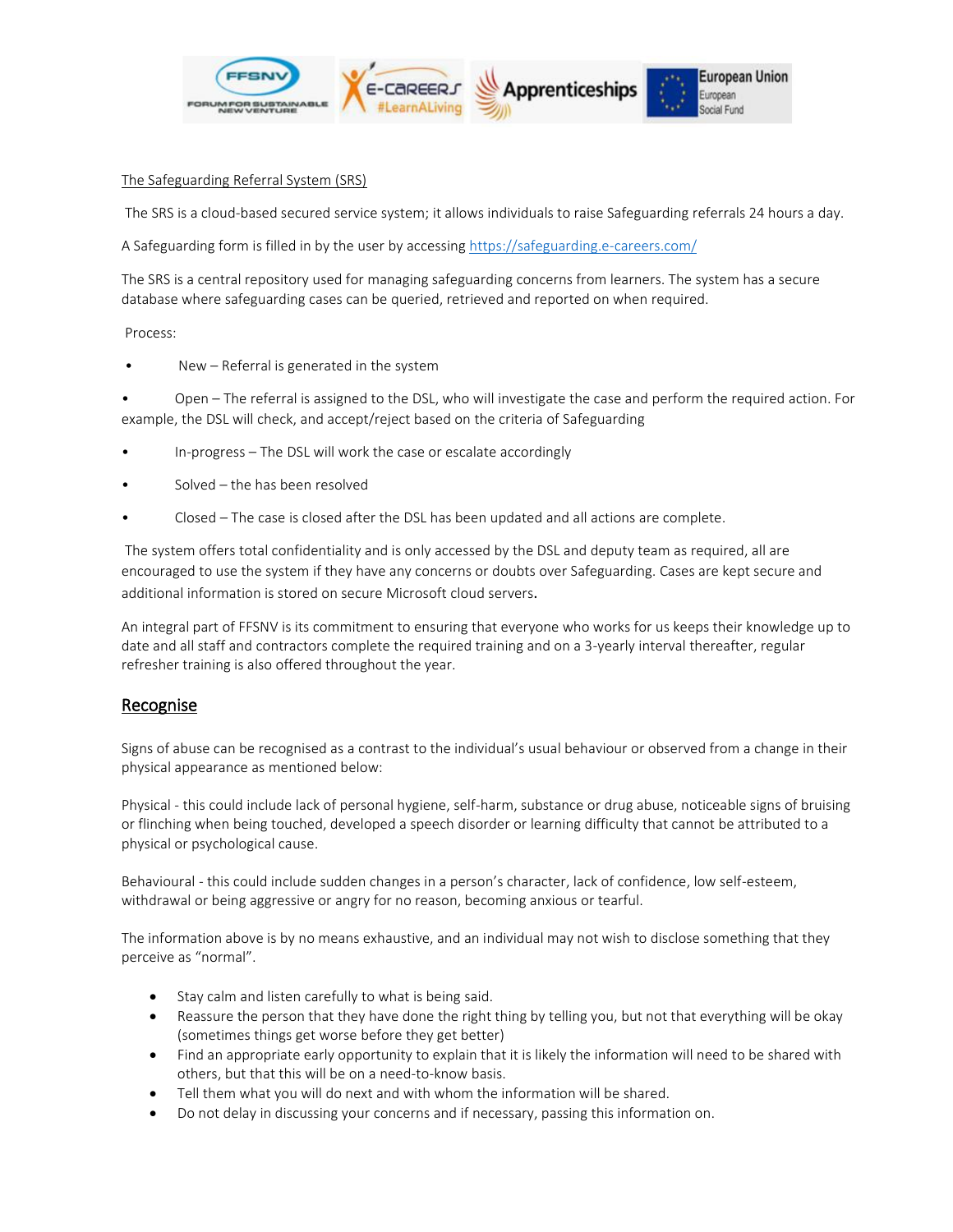The Safeguarding Referral System (SRS)

The SRS is a cloud-based secured service system; it allows individuals to raise Safeguarding referrals 24 hours a day.

A Safeguarding form is filled in by the user by accessing https://safeguarding.e-careers.com/

The SRS is a central repository used for managing safeguarding concerns from learners. The system has a secure database where safeguarding cases can be queried, retrieved and reported on when required.

Process:

- New – Referral is generated in the system
- Open – The referral is assigned to the DSL, who will investigate the case and perform the required action. For example, the DSL will check, and accept/reject based on the criteria of Safeguarding
- In-progress – The DSL will work the case or escalate accordingly
- Solved – the has been resolved
- Closed – The case is closed after the DSL has been updated and all actions are complete.

The system offers total confidentiality and is only accessed by the DSL and deputy team as required, all are encouraged to use the system if they have any concerns or doubts over Safeguarding. Cases are kept secure and additional information is stored on secure Microsoft cloud servers.

An integral part of FFSNV is its commitment to ensuring that everyone who works for us keeps their knowledge up to date and all staff and contractors complete the required training and on a 3-yearly interval thereafter, regular refresher training is also offered throughout the year.

## Recognise

Signs of abuse can be recognised as a contrast to the individual's usual behaviour or observed from a change in their physical appearance as mentioned below:

Physical - this could include lack of personal hygiene, self-harm, substance or drug abuse, noticeable signs of bruising or flinching when being touched, developed a speech disorder or learning difficulty that cannot be attributed to a physical or psychological cause.

Behavioural - this could include sudden changes in a person's character, lack of confidence, low self-esteem, withdrawal or being aggressive or angry for no reason, becoming anxious or tearful.

The information above is by no means exhaustive, and an individual may not wish to disclose something that they perceive as "normal".

- Stay calm and listen carefully to what is being said.
- Reassure the person that they have done the right thing by telling you, but not that everything will be okay (sometimes things get worse before they get better)
- Find an appropriate early opportunity to explain that it is likely the information will need to be shared with others, but that this will be on a need-to-know basis.
- Tell them what you will do next and with whom the information will be shared.
- Do not delay in discussing your concerns and if necessary, passing this information on.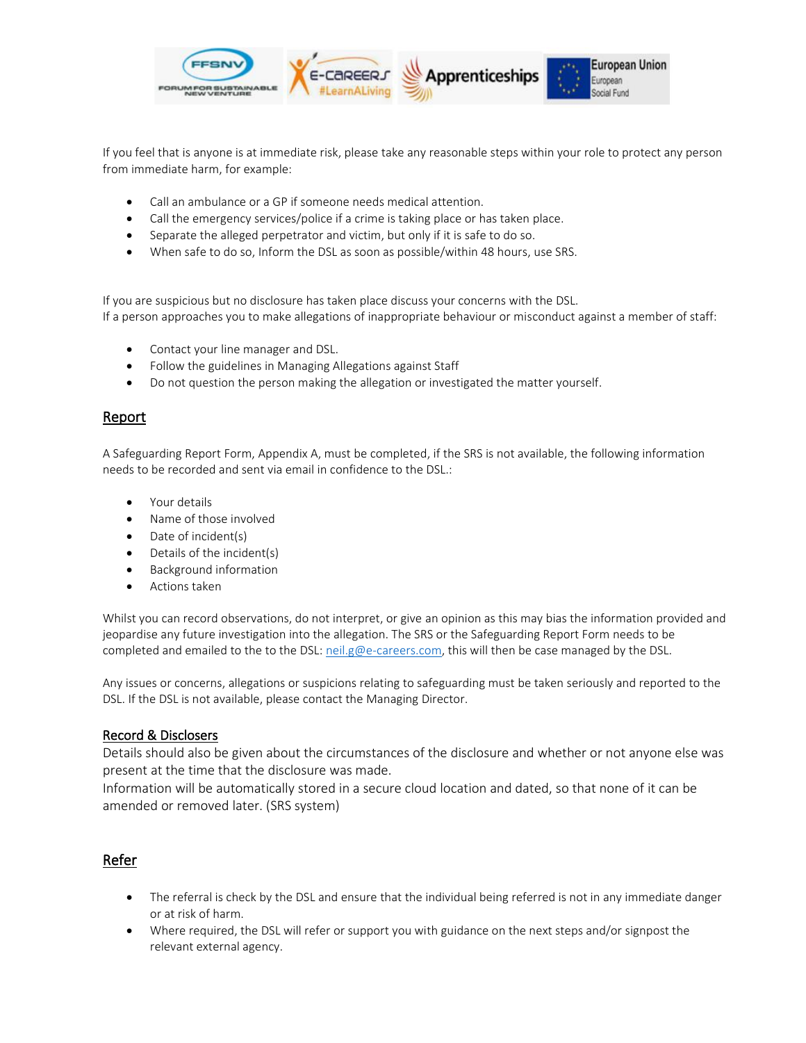If you feel that is anyone is at immediate risk, please take any reasonable steps within your role to protect any person from immediate harm, for example:

- Call an ambulance or a GP if someone needs medical attention.
- Call the emergency services/police if a crime is taking place or has taken place.
- Separate the alleged perpetrator and victim, but only if it is safe to do so.
- When safe to do so, Inform the DSL as soon as possible/within 48 hours, use SRS.

If you are suspicious but no disclosure has taken place discuss your concerns with the DSL.
If a person approaches you to make allegations of inappropriate behaviour or misconduct against a member of staff:

- Contact your line manager and DSL.
- Follow the guidelines in Managing Allegations against Staff
- Do not question the person making the allegation or investigated the matter yourself.

## Report

A Safeguarding Report Form, Appendix A, must be completed, if the SRS is not available, the following information needs to be recorded and sent via email in confidence to the DSL.:

- Your details
- Name of those involved
- Date of incident(s)
- Details of the incident(s)
- Background information
- Actions taken

Whilst you can record observations, do not interpret, or give an opinion as this may bias the information provided and jeopardise any future investigation into the allegation. The SRS or the Safeguarding Report Form needs to be completed and emailed to the to the DSL: neil.g@e-careers.com, this will then be case managed by the DSL.

Any issues or concerns, allegations or suspicions relating to safeguarding must be taken seriously and reported to the DSL. If the DSL is not available, please contact the Managing Director.

### Record & Disclosers

Details should also be given about the circumstances of the disclosure and whether or not anyone else was present at the time that the disclosure was made.
Information will be automatically stored in a secure cloud location and dated, so that none of it can be amended or removed later. (SRS system)

## Refer

- The referral is check by the DSL and ensure that the individual being referred is not in any immediate danger or at risk of harm.
- Where required, the DSL will refer or support you with guidance on the next steps and/or signpost the relevant external agency.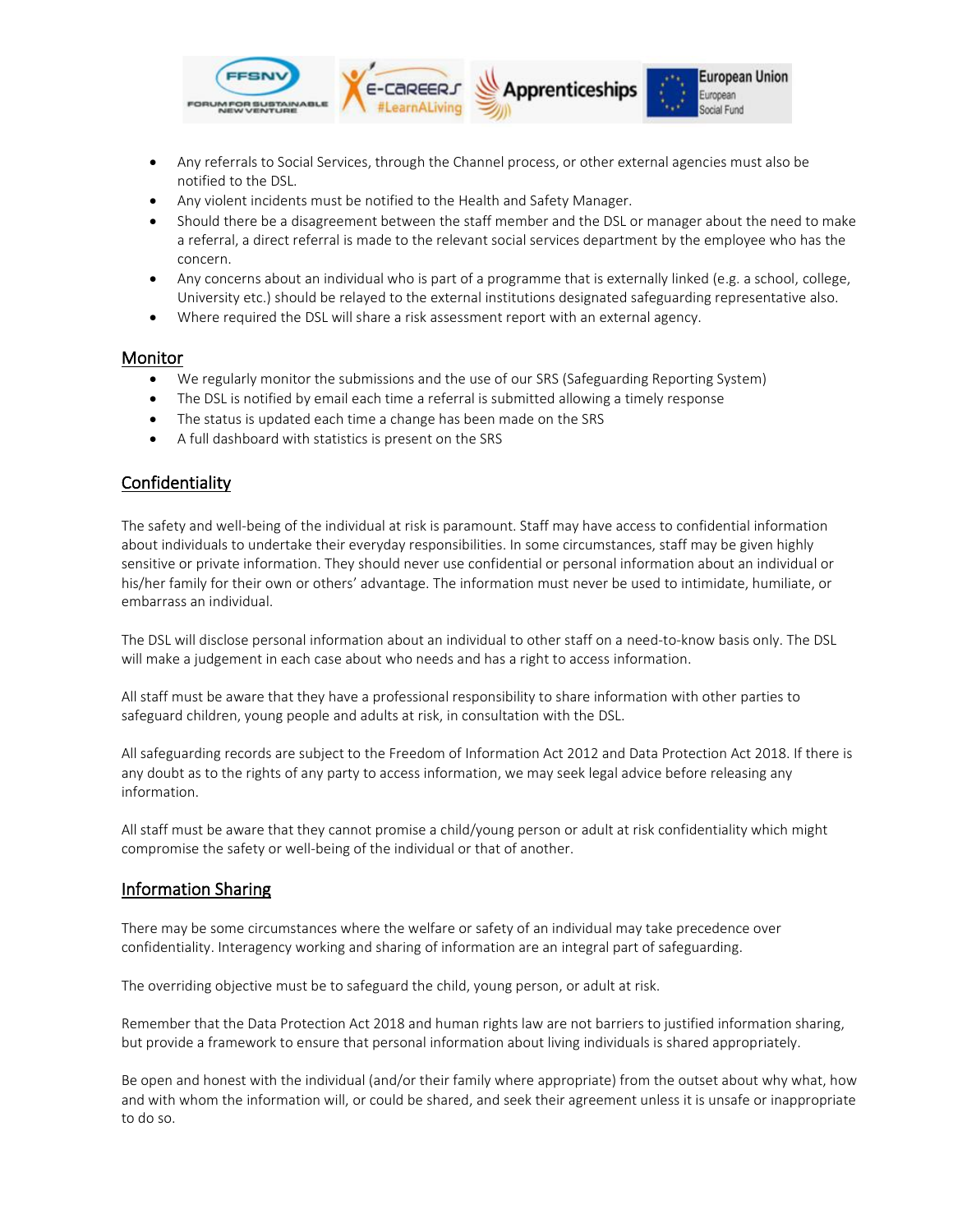- Any referrals to Social Services, through the Channel process, or other external agencies must also be notified to the DSL.
- Any violent incidents must be notified to the Health and Safety Manager.
- Should there be a disagreement between the staff member and the DSL or manager about the need to make a referral, a direct referral is made to the relevant social services department by the employee who has the concern.
- Any concerns about an individual who is part of a programme that is externally linked (e.g. a school, college, University etc.) should be relayed to the external institutions designated safeguarding representative also.
- Where required the DSL will share a risk assessment report with an external agency.

## Monitor

- We regularly monitor the submissions and the use of our SRS (Safeguarding Reporting System)
- The DSL is notified by email each time a referral is submitted allowing a timely response
- The status is updated each time a change has been made on the SRS
- A full dashboard with statistics is present on the SRS

## Confidentiality

The safety and well-being of the individual at risk is paramount. Staff may have access to confidential information about individuals to undertake their everyday responsibilities. In some circumstances, staff may be given highly sensitive or private information. They should never use confidential or personal information about an individual or his/her family for their own or others' advantage. The information must never be used to intimidate, humiliate, or embarrass an individual.

The DSL will disclose personal information about an individual to other staff on a need-to-know basis only. The DSL will make a judgement in each case about who needs and has a right to access information.

All staff must be aware that they have a professional responsibility to share information with other parties to safeguard children, young people and adults at risk, in consultation with the DSL.

All safeguarding records are subject to the Freedom of Information Act 2012 and Data Protection Act 2018. If there is any doubt as to the rights of any party to access information, we may seek legal advice before releasing any information.

All staff must be aware that they cannot promise a child/young person or adult at risk confidentiality which might compromise the safety or well-being of the individual or that of another.

## Information Sharing

There may be some circumstances where the welfare or safety of an individual may take precedence over confidentiality. Interagency working and sharing of information are an integral part of safeguarding.

The overriding objective must be to safeguard the child, young person, or adult at risk.

Remember that the Data Protection Act 2018 and human rights law are not barriers to justified information sharing, but provide a framework to ensure that personal information about living individuals is shared appropriately.

Be open and honest with the individual (and/or their family where appropriate) from the outset about why what, how and with whom the information will, or could be shared, and seek their agreement unless it is unsafe or inappropriate to do so.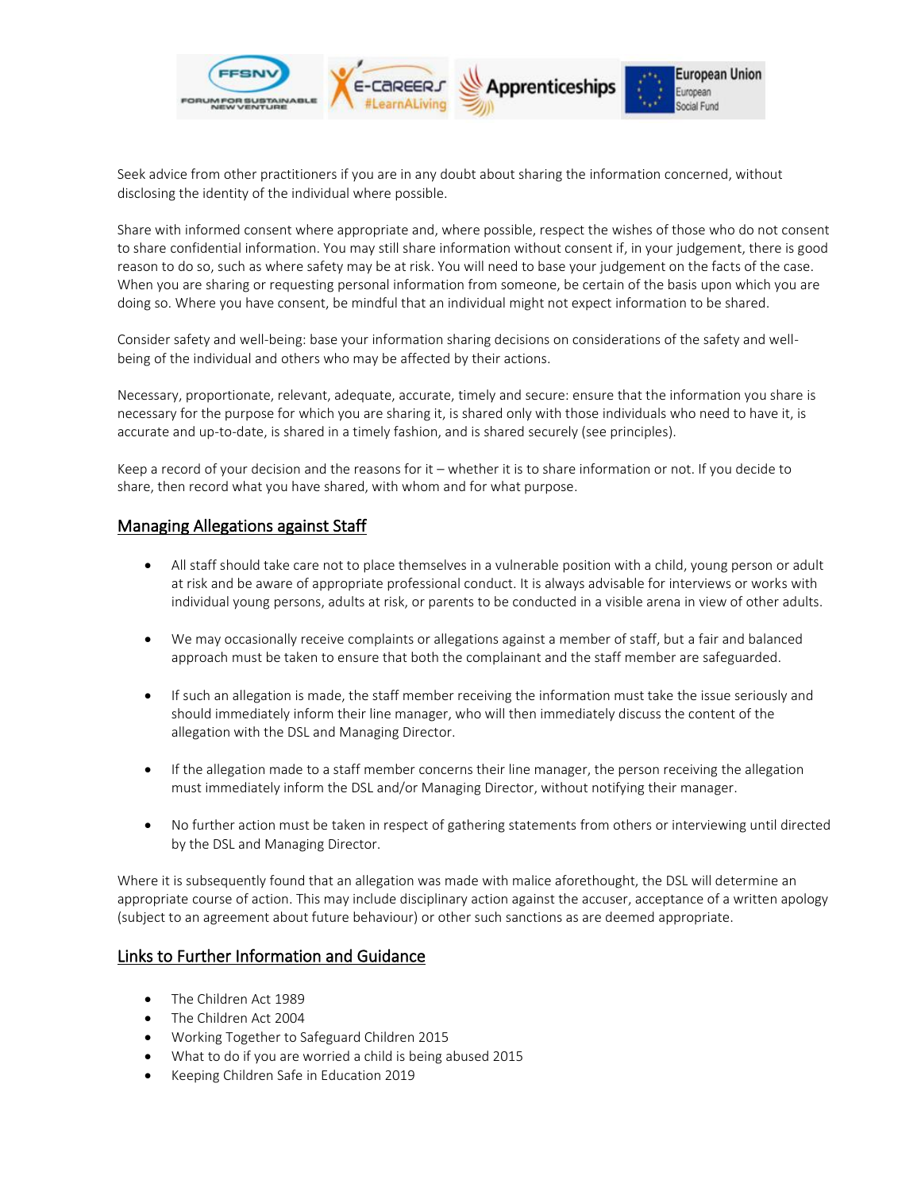Seek advice from other practitioners if you are in any doubt about sharing the information concerned, without disclosing the identity of the individual where possible.

Share with informed consent where appropriate and, where possible, respect the wishes of those who do not consent to share confidential information. You may still share information without consent if, in your judgement, there is good reason to do so, such as where safety may be at risk. You will need to base your judgement on the facts of the case. When you are sharing or requesting personal information from someone, be certain of the basis upon which you are doing so. Where you have consent, be mindful that an individual might not expect information to be shared.

Consider safety and well-being: base your information sharing decisions on considerations of the safety and well-being of the individual and others who may be affected by their actions.

Necessary, proportionate, relevant, adequate, accurate, timely and secure: ensure that the information you share is necessary for the purpose for which you are sharing it, is shared only with those individuals who need to have it, is accurate and up-to-date, is shared in a timely fashion, and is shared securely (see principles).

Keep a record of your decision and the reasons for it – whether it is to share information or not. If you decide to share, then record what you have shared, with whom and for what purpose.

## Managing Allegations against Staff

- All staff should take care not to place themselves in a vulnerable position with a child, young person or adult at risk and be aware of appropriate professional conduct. It is always advisable for interviews or works with individual young persons, adults at risk, or parents to be conducted in a visible arena in view of other adults.
- We may occasionally receive complaints or allegations against a member of staff, but a fair and balanced approach must be taken to ensure that both the complainant and the staff member are safeguarded.
- If such an allegation is made, the staff member receiving the information must take the issue seriously and should immediately inform their line manager, who will then immediately discuss the content of the allegation with the DSL and Managing Director.
- If the allegation made to a staff member concerns their line manager, the person receiving the allegation must immediately inform the DSL and/or Managing Director, without notifying their manager.
- No further action must be taken in respect of gathering statements from others or interviewing until directed by the DSL and Managing Director.

Where it is subsequently found that an allegation was made with malice aforethought, the DSL will determine an appropriate course of action. This may include disciplinary action against the accuser, acceptance of a written apology (subject to an agreement about future behaviour) or other such sanctions as are deemed appropriate.

## Links to Further Information and Guidance

- The Children Act 1989
- The Children Act 2004
- Working Together to Safeguard Children 2015
- What to do if you are worried a child is being abused 2015
- Keeping Children Safe in Education 2019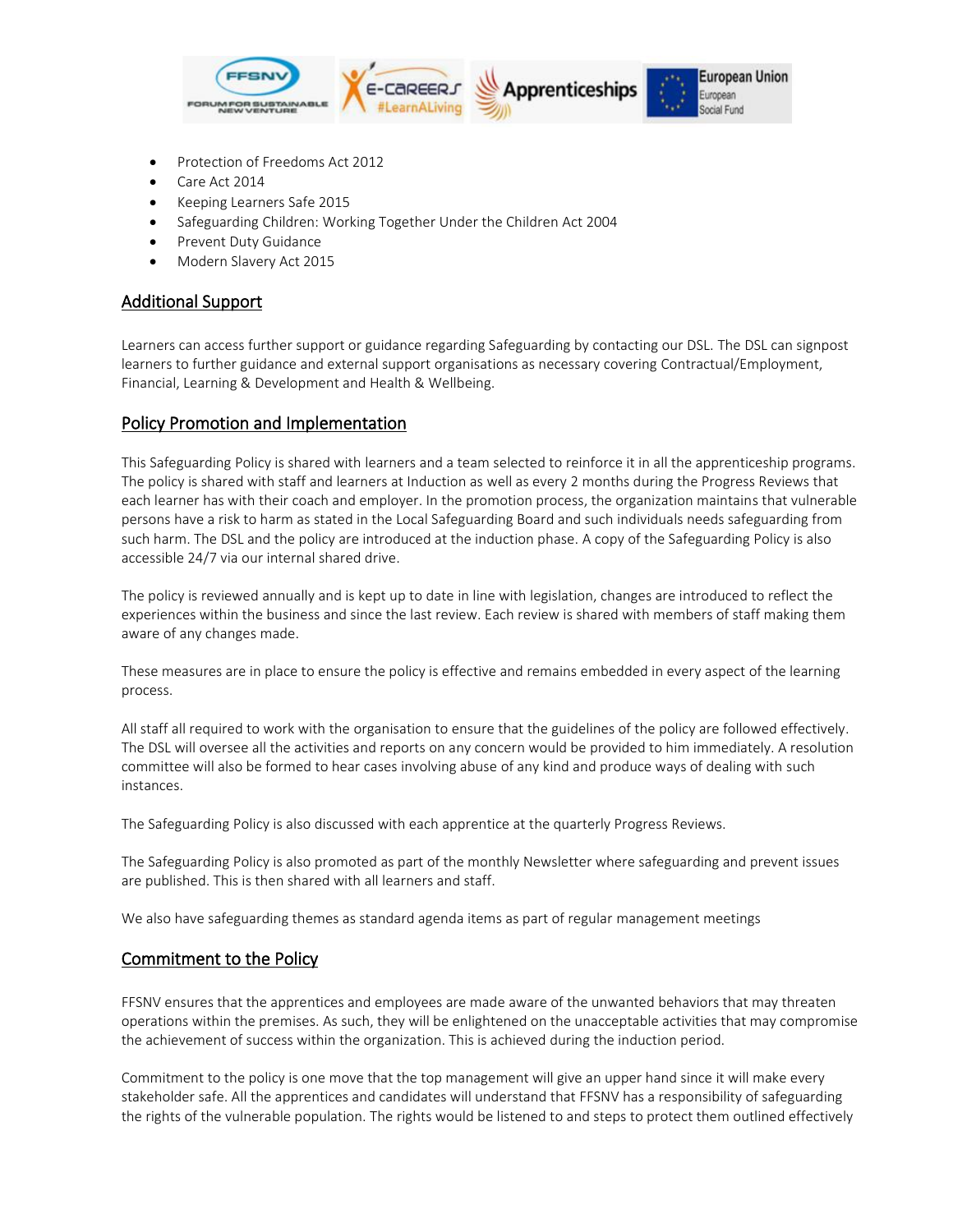- Protection of Freedoms Act 2012
- Care Act 2014
- Keeping Learners Safe 2015
- Safeguarding Children: Working Together Under the Children Act 2004
- Prevent Duty Guidance
- Modern Slavery Act 2015

## Additional Support

Learners can access further support or guidance regarding Safeguarding by contacting our DSL. The DSL can signpost learners to further guidance and external support organisations as necessary covering Contractual/Employment, Financial, Learning & Development and Health & Wellbeing.

## Policy Promotion and Implementation

This Safeguarding Policy is shared with learners and a team selected to reinforce it in all the apprenticeship programs. The policy is shared with staff and learners at Induction as well as every 2 months during the Progress Reviews that each learner has with their coach and employer. In the promotion process, the organization maintains that vulnerable persons have a risk to harm as stated in the Local Safeguarding Board and such individuals needs safeguarding from such harm. The DSL and the policy are introduced at the induction phase. A copy of the Safeguarding Policy is also accessible 24/7 via our internal shared drive.

The policy is reviewed annually and is kept up to date in line with legislation, changes are introduced to reflect the experiences within the business and since the last review. Each review is shared with members of staff making them aware of any changes made.

These measures are in place to ensure the policy is effective and remains embedded in every aspect of the learning process.

All staff all required to work with the organisation to ensure that the guidelines of the policy are followed effectively. The DSL will oversee all the activities and reports on any concern would be provided to him immediately. A resolution committee will also be formed to hear cases involving abuse of any kind and produce ways of dealing with such instances.

The Safeguarding Policy is also discussed with each apprentice at the quarterly Progress Reviews.

The Safeguarding Policy is also promoted as part of the monthly Newsletter where safeguarding and prevent issues are published. This is then shared with all learners and staff.

We also have safeguarding themes as standard agenda items as part of regular management meetings

## Commitment to the Policy

FFSNV ensures that the apprentices and employees are made aware of the unwanted behaviors that may threaten operations within the premises. As such, they will be enlightened on the unacceptable activities that may compromise the achievement of success within the organization. This is achieved during the induction period.

Commitment to the policy is one move that the top management will give an upper hand since it will make every stakeholder safe. All the apprentices and candidates will understand that FFSNV has a responsibility of safeguarding the rights of the vulnerable population. The rights would be listened to and steps to protect them outlined effectively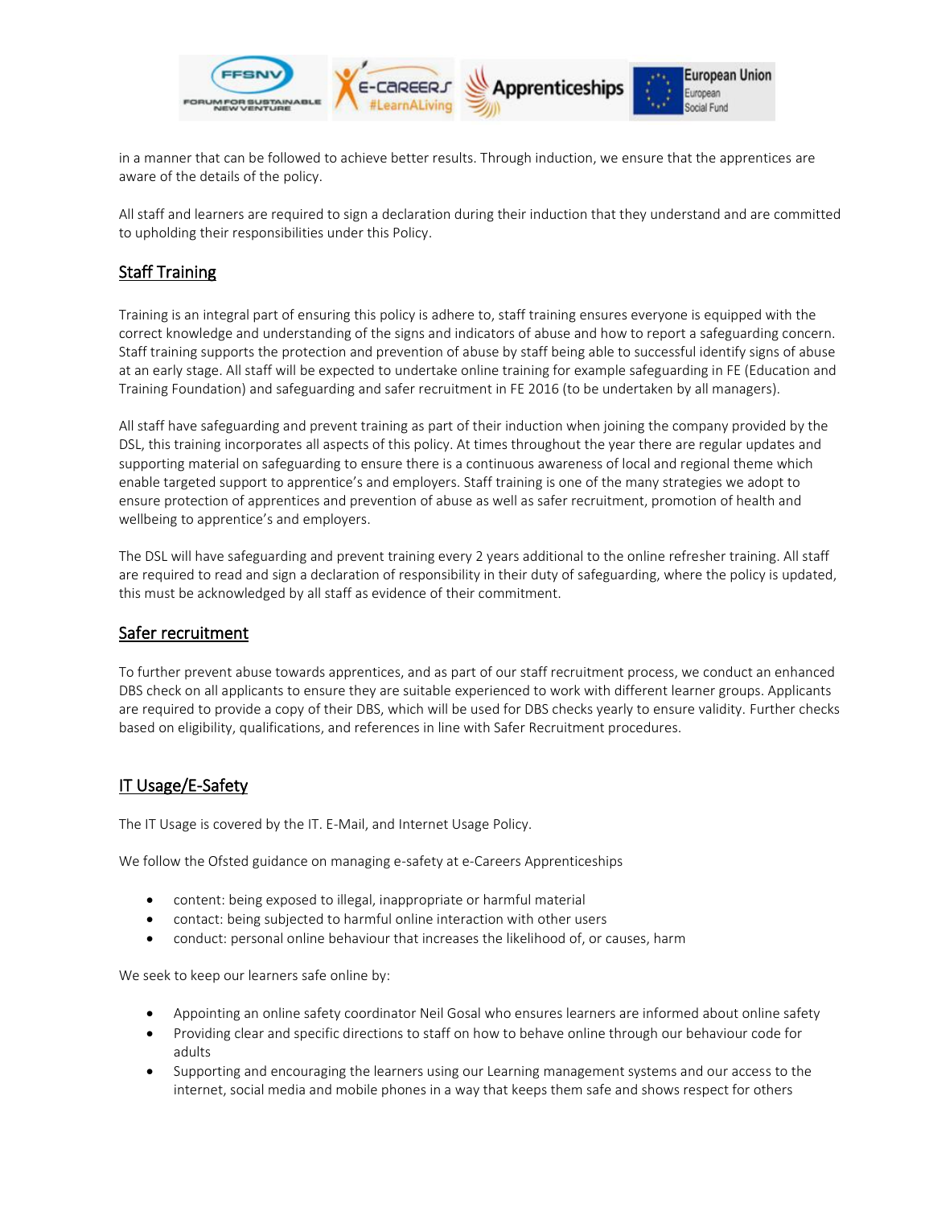in a manner that can be followed to achieve better results. Through induction, we ensure that the apprentices are aware of the details of the policy.

All staff and learners are required to sign a declaration during their induction that they understand and are committed to upholding their responsibilities under this Policy.

## Staff Training

Training is an integral part of ensuring this policy is adhere to, staff training ensures everyone is equipped with the correct knowledge and understanding of the signs and indicators of abuse and how to report a safeguarding concern. Staff training supports the protection and prevention of abuse by staff being able to successful identify signs of abuse at an early stage. All staff will be expected to undertake online training for example safeguarding in FE (Education and Training Foundation) and safeguarding and safer recruitment in FE 2016 (to be undertaken by all managers).

All staff have safeguarding and prevent training as part of their induction when joining the company provided by the DSL, this training incorporates all aspects of this policy. At times throughout the year there are regular updates and supporting material on safeguarding to ensure there is a continuous awareness of local and regional theme which enable targeted support to apprentice's and employers. Staff training is one of the many strategies we adopt to ensure protection of apprentices and prevention of abuse as well as safer recruitment, promotion of health and wellbeing to apprentice's and employers.

The DSL will have safeguarding and prevent training every 2 years additional to the online refresher training. All staff are required to read and sign a declaration of responsibility in their duty of safeguarding, where the policy is updated, this must be acknowledged by all staff as evidence of their commitment.

## Safer recruitment

To further prevent abuse towards apprentices, and as part of our staff recruitment process, we conduct an enhanced DBS check on all applicants to ensure they are suitable experienced to work with different learner groups. Applicants are required to provide a copy of their DBS, which will be used for DBS checks yearly to ensure validity. Further checks based on eligibility, qualifications, and references in line with Safer Recruitment procedures.

## IT Usage/E-Safety

The IT Usage is covered by the IT. E-Mail, and Internet Usage Policy.

We follow the Ofsted guidance on managing e-safety at e-Careers Apprenticeships

- content: being exposed to illegal, inappropriate or harmful material
- contact: being subjected to harmful online interaction with other users
- conduct: personal online behaviour that increases the likelihood of, or causes, harm

We seek to keep our learners safe online by:

- Appointing an online safety coordinator Neil Gosal who ensures learners are informed about online safety
- Providing clear and specific directions to staff on how to behave online through our behaviour code for adults
- Supporting and encouraging the learners using our Learning management systems and our access to the internet, social media and mobile phones in a way that keeps them safe and shows respect for others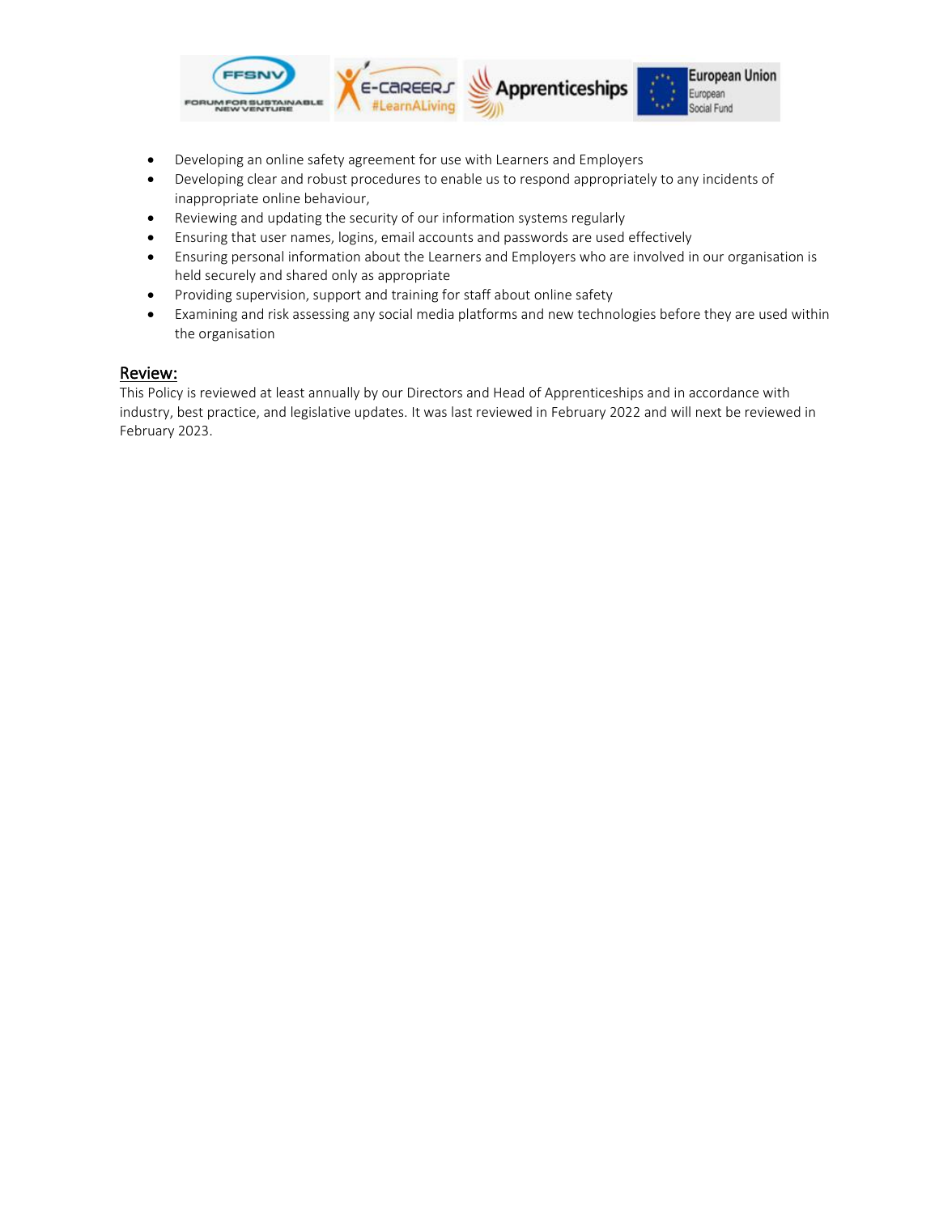- Developing an online safety agreement for use with Learners and Employers
- Developing clear and robust procedures to enable us to respond appropriately to any incidents of inappropriate online behaviour,
- Reviewing and updating the security of our information systems regularly
- Ensuring that user names, logins, email accounts and passwords are used effectively
- Ensuring personal information about the Learners and Employers who are involved in our organisation is held securely and shared only as appropriate
- Providing supervision, support and training for staff about online safety
- Examining and risk assessing any social media platforms and new technologies before they are used within the organisation

## Review:

This Policy is reviewed at least annually by our Directors and Head of Apprenticeships and in accordance with industry, best practice, and legislative updates. It was last reviewed in February 2022 and will next be reviewed in February 2023.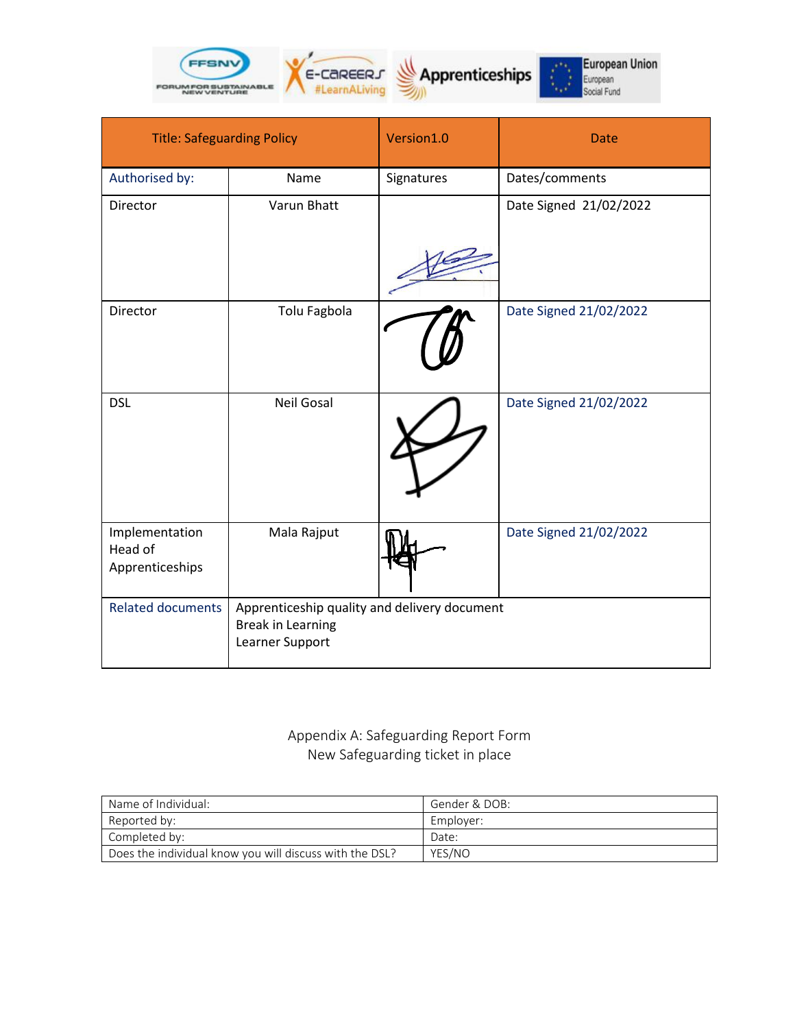| Title: Safeguarding Policy | | Version1.0 | Date |
|---|---|---|---|
| Authorised by: | Name | Signatures | Dates/comments |
| Director | Varun Bhatt | | Date Signed 21/02/2022 |
| Director | Tolu Fagbola | | Date Signed 21/02/2022 |
| DSL | Neil Gosal | | Date Signed 21/02/2022 |
| Implementation Head of Apprenticeships | Mala Rajput | | Date Signed 21/02/2022 |
| Related documents | Apprenticeship quality and delivery document<br>Break in Learning<br>Learner Support | | |

Appendix A: Safeguarding Report Form
New Safeguarding ticket in place

| Name of Individual: | Gender & DOB: |
|---|---|
| Reported by: | Employer: |
| Completed by: | Date: |
| Does the individual know you will discuss with the DSL? | YES/NO |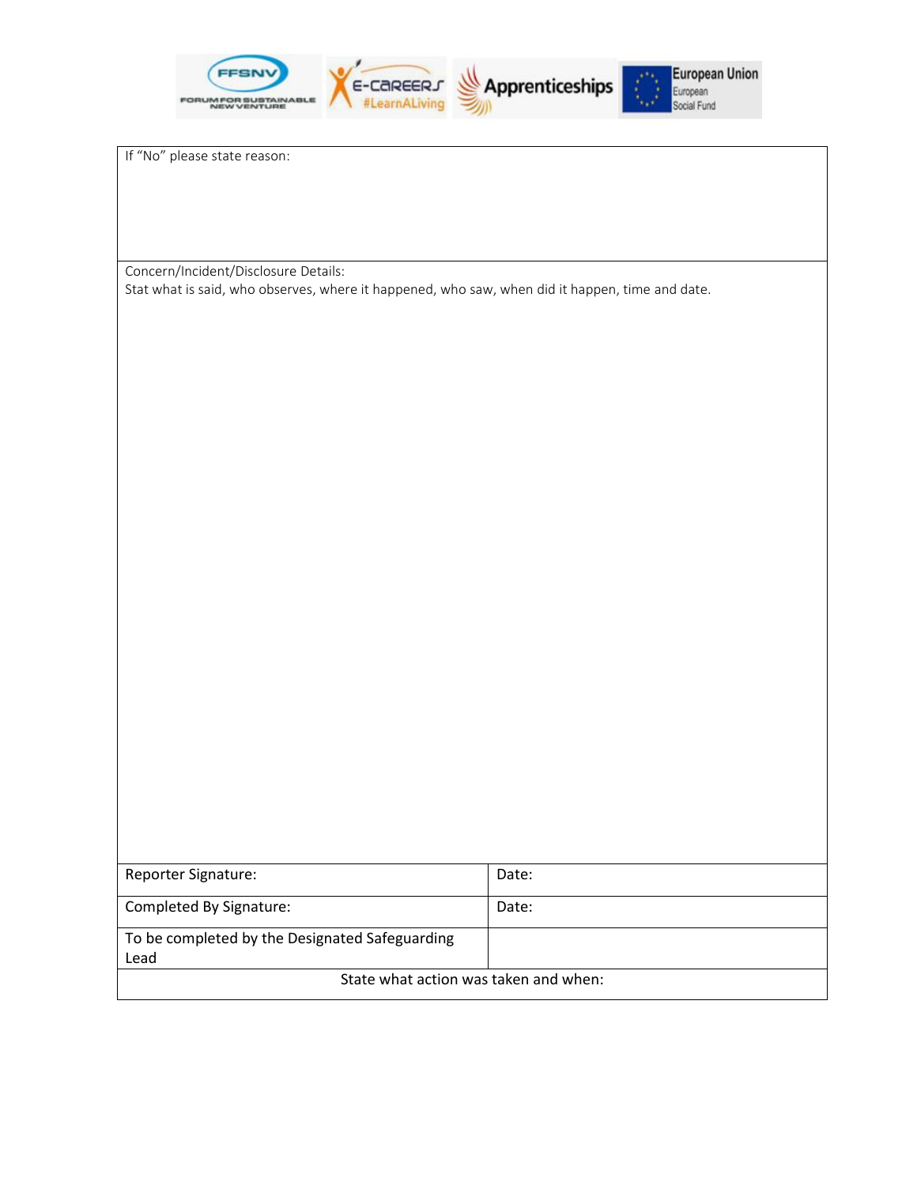| If "No" please state reason: | |
|---|---|
| Concern/Incident/Disclosure Details:<br>Stat what is said, who observes, where it happened, who saw, when did it happen, time and date. | |
| Reporter Signature: | Date: |
| Completed By Signature: | Date: |
| To be completed by the Designated Safeguarding Lead | |
| State what action was taken and when: | |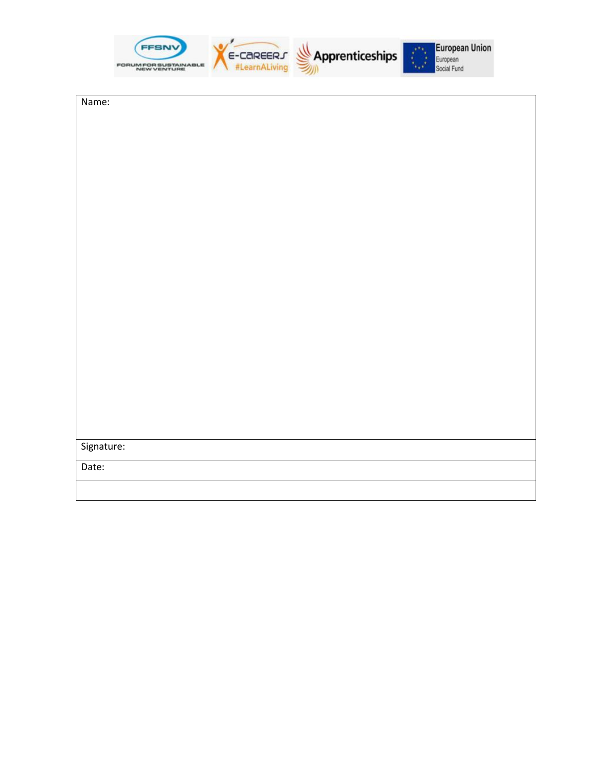| Name: |
| --- |
| Signature: |
| Date: |
| |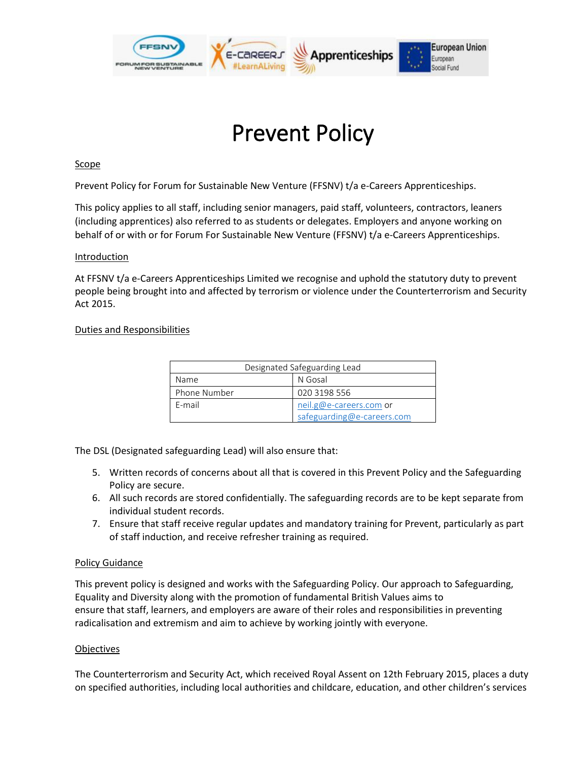# Prevent Policy

Scope

Prevent Policy for Forum for Sustainable New Venture (FFSNV) t/a e-Careers Apprenticeships.

This policy applies to all staff, including senior managers, paid staff, volunteers, contractors, leaners (including apprentices) also referred to as students or delegates. Employers and anyone working on behalf of or with or for Forum For Sustainable New Venture (FFSNV) t/a e-Careers Apprenticeships.

Introduction

At FFSNV t/a e-Careers Apprenticeships Limited we recognise and uphold the statutory duty to prevent people being brought into and affected by terrorism or violence under the Counterterrorism and Security Act 2015.

Duties and Responsibilities

| Designated Safeguarding Lead | |
|---|---|
| Name | N Gosal |
| Phone Number | 020 3198 556 |
| E-mail | neil.g@e-careers.com or safeguarding@e-careers.com |

The DSL (Designated safeguarding Lead) will also ensure that:

5. Written records of concerns about all that is covered in this Prevent Policy and the Safeguarding Policy are secure.
6. All such records are stored confidentially. The safeguarding records are to be kept separate from individual student records.
7. Ensure that staff receive regular updates and mandatory training for Prevent, particularly as part of staff induction, and receive refresher training as required.

Policy Guidance

This prevent policy is designed and works with the Safeguarding Policy. Our approach to Safeguarding, Equality and Diversity along with the promotion of fundamental British Values aims to ensure that staff, learners, and employers are aware of their roles and responsibilities in preventing radicalisation and extremism and aim to achieve by working jointly with everyone.

Objectives

The Counterterrorism and Security Act, which received Royal Assent on 12th February 2015, places a duty on specified authorities, including local authorities and childcare, education, and other children's services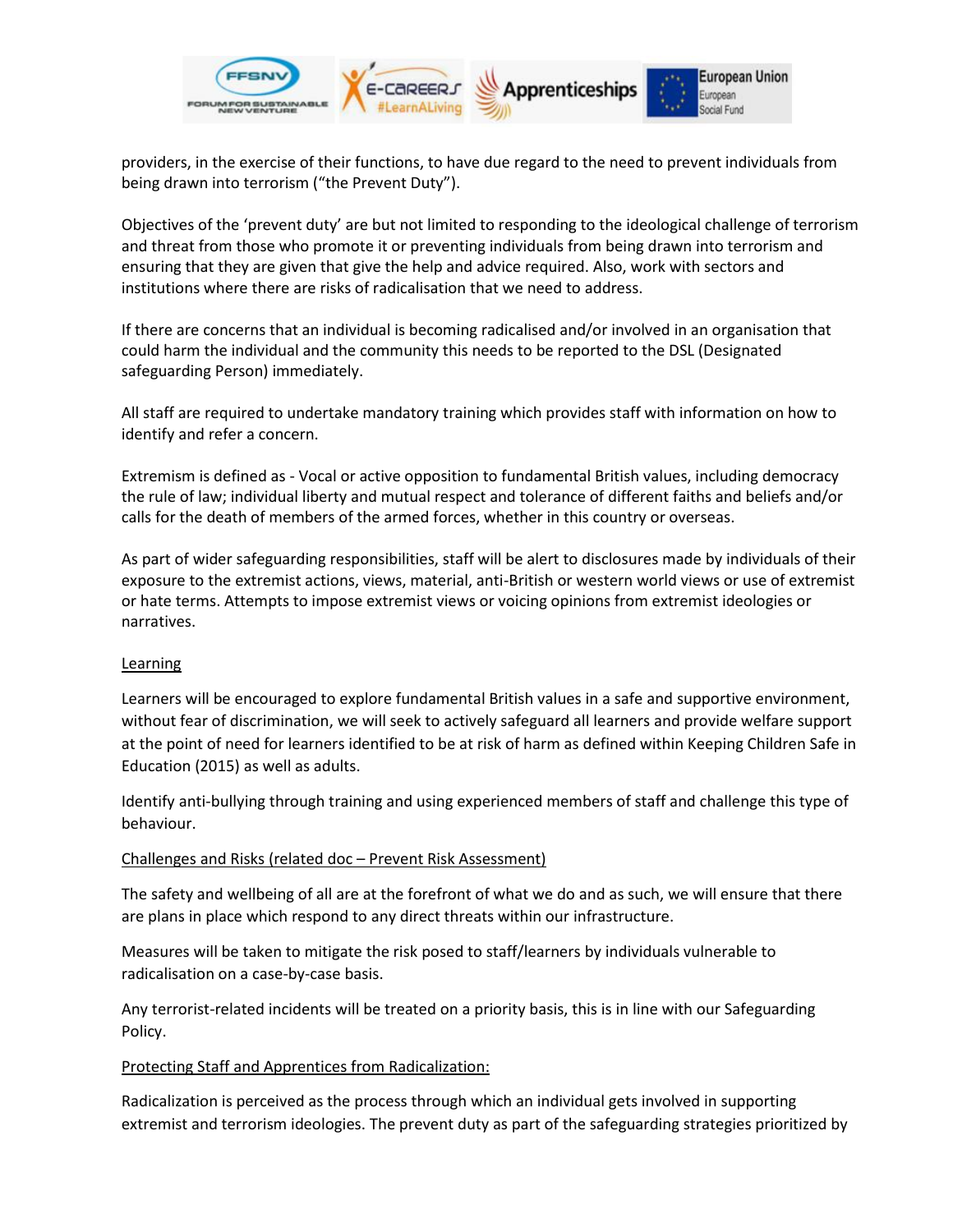providers, in the exercise of their functions, to have due regard to the need to prevent individuals from being drawn into terrorism ("the Prevent Duty").

Objectives of the 'prevent duty' are but not limited to responding to the ideological challenge of terrorism and threat from those who promote it or preventing individuals from being drawn into terrorism and ensuring that they are given that give the help and advice required. Also, work with sectors and institutions where there are risks of radicalisation that we need to address.

If there are concerns that an individual is becoming radicalised and/or involved in an organisation that could harm the individual and the community this needs to be reported to the DSL (Designated safeguarding Person) immediately.

All staff are required to undertake mandatory training which provides staff with information on how to identify and refer a concern.

Extremism is defined as - Vocal or active opposition to fundamental British values, including democracy the rule of law; individual liberty and mutual respect and tolerance of different faiths and beliefs and/or calls for the death of members of the armed forces, whether in this country or overseas.

As part of wider safeguarding responsibilities, staff will be alert to disclosures made by individuals of their exposure to the extremist actions, views, material, anti-British or western world views or use of extremist or hate terms. Attempts to impose extremist views or voicing opinions from extremist ideologies or narratives.

<u>Learning</u>

Learners will be encouraged to explore fundamental British values in a safe and supportive environment, without fear of discrimination, we will seek to actively safeguard all learners and provide welfare support at the point of need for learners identified to be at risk of harm as defined within Keeping Children Safe in Education (2015) as well as adults.

Identify anti-bullying through training and using experienced members of staff and challenge this type of behaviour.

<u>Challenges and Risks (related doc – Prevent Risk Assessment)</u>

The safety and wellbeing of all are at the forefront of what we do and as such, we will ensure that there are plans in place which respond to any direct threats within our infrastructure.

Measures will be taken to mitigate the risk posed to staff/learners by individuals vulnerable to radicalisation on a case-by-case basis.

Any terrorist-related incidents will be treated on a priority basis, this is in line with our Safeguarding Policy.

<u>Protecting Staff and Apprentices from Radicalization:</u>

Radicalization is perceived as the process through which an individual gets involved in supporting extremist and terrorism ideologies. The prevent duty as part of the safeguarding strategies prioritized by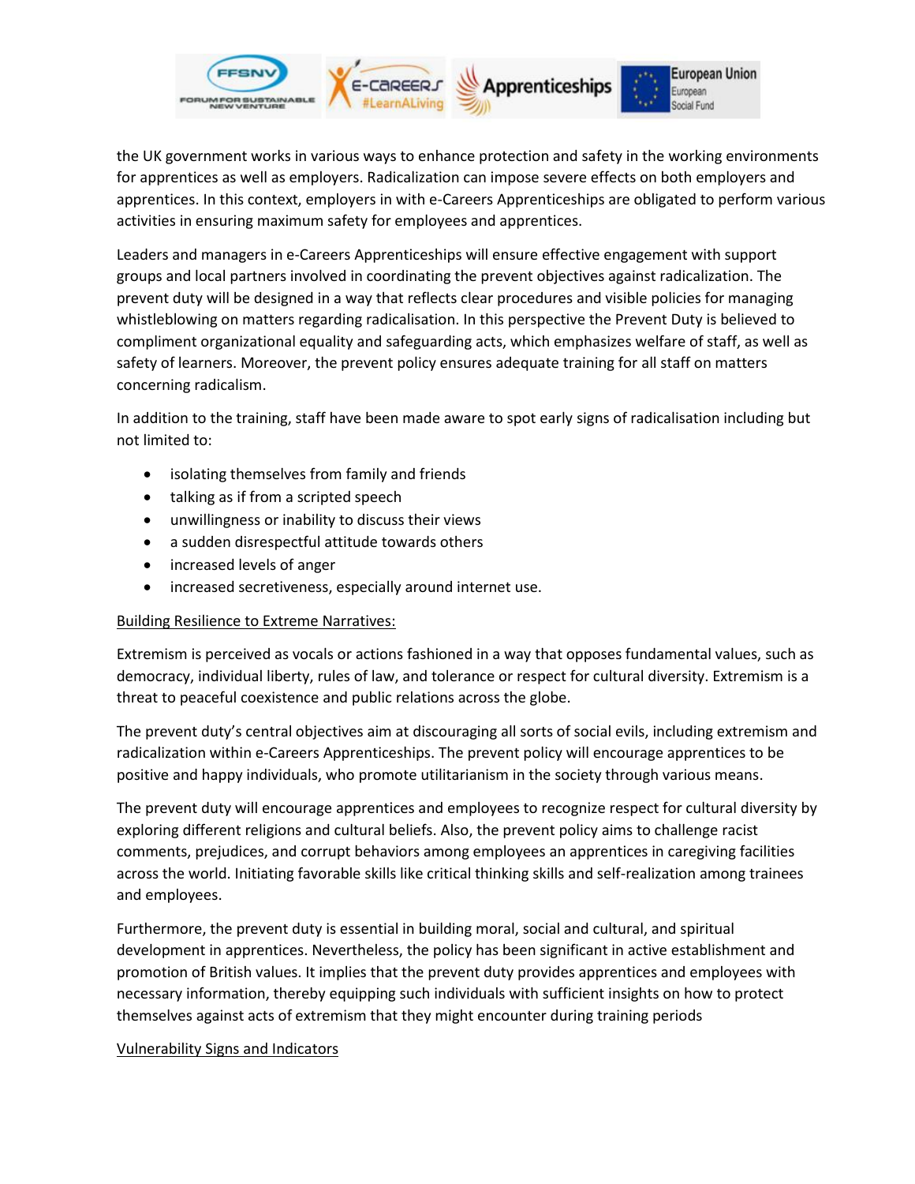the UK government works in various ways to enhance protection and safety in the working environments for apprentices as well as employers. Radicalization can impose severe effects on both employers and apprentices. In this context, employers in with e-Careers Apprenticeships are obligated to perform various activities in ensuring maximum safety for employees and apprentices.

Leaders and managers in e-Careers Apprenticeships will ensure effective engagement with support groups and local partners involved in coordinating the prevent objectives against radicalization. The prevent duty will be designed in a way that reflects clear procedures and visible policies for managing whistleblowing on matters regarding radicalisation. In this perspective the Prevent Duty is believed to compliment organizational equality and safeguarding acts, which emphasizes welfare of staff, as well as safety of learners. Moreover, the prevent policy ensures adequate training for all staff on matters concerning radicalism.

In addition to the training, staff have been made aware to spot early signs of radicalisation including but not limited to:

- isolating themselves from family and friends
- talking as if from a scripted speech
- unwillingness or inability to discuss their views
- a sudden disrespectful attitude towards others
- increased levels of anger
- increased secretiveness, especially around internet use.

Building Resilience to Extreme Narratives:

Extremism is perceived as vocals or actions fashioned in a way that opposes fundamental values, such as democracy, individual liberty, rules of law, and tolerance or respect for cultural diversity. Extremism is a threat to peaceful coexistence and public relations across the globe.

The prevent duty's central objectives aim at discouraging all sorts of social evils, including extremism and radicalization within e-Careers Apprenticeships. The prevent policy will encourage apprentices to be positive and happy individuals, who promote utilitarianism in the society through various means.

The prevent duty will encourage apprentices and employees to recognize respect for cultural diversity by exploring different religions and cultural beliefs. Also, the prevent policy aims to challenge racist comments, prejudices, and corrupt behaviors among employees an apprentices in caregiving facilities across the world. Initiating favorable skills like critical thinking skills and self-realization among trainees and employees.

Furthermore, the prevent duty is essential in building moral, social and cultural, and spiritual development in apprentices. Nevertheless, the policy has been significant in active establishment and promotion of British values. It implies that the prevent duty provides apprentices and employees with necessary information, thereby equipping such individuals with sufficient insights on how to protect themselves against acts of extremism that they might encounter during training periods

Vulnerability Signs and Indicators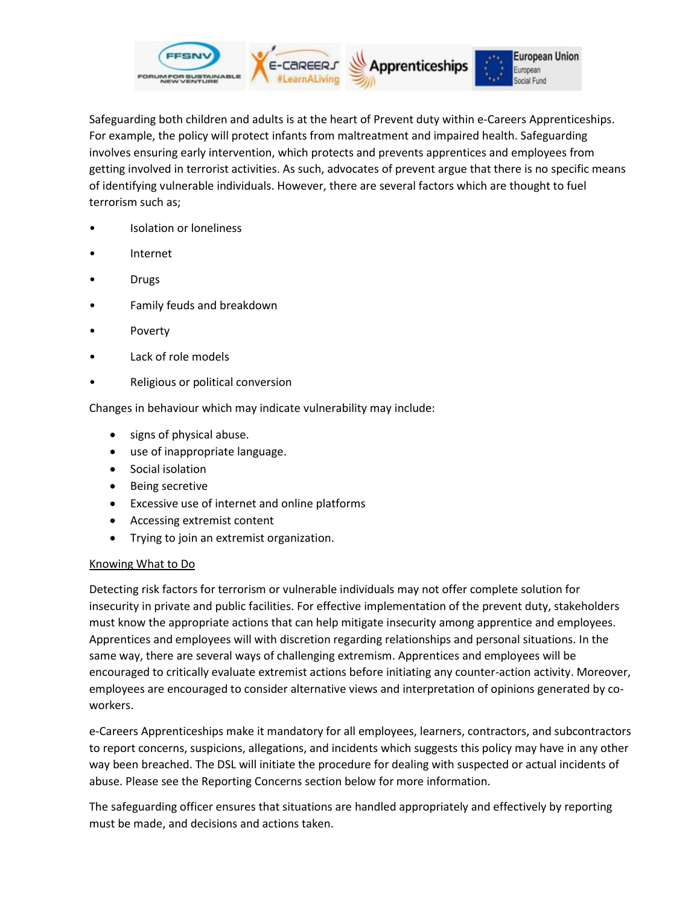Safeguarding both children and adults is at the heart of Prevent duty within e-Careers Apprenticeships. For example, the policy will protect infants from maltreatment and impaired health. Safeguarding involves ensuring early intervention, which protects and prevents apprentices and employees from getting involved in terrorist activities. As such, advocates of prevent argue that there is no specific means of identifying vulnerable individuals. However, there are several factors which are thought to fuel terrorism such as;

- Isolation or loneliness
- Internet
- Drugs
- Family feuds and breakdown
- Poverty
- Lack of role models
- Religious or political conversion

Changes in behaviour which may indicate vulnerability may include:

- signs of physical abuse.
- use of inappropriate language.
- Social isolation
- Being secretive
- Excessive use of internet and online platforms
- Accessing extremist content
- Trying to join an extremist organization.

<u>Knowing What to Do</u>

Detecting risk factors for terrorism or vulnerable individuals may not offer complete solution for insecurity in private and public facilities. For effective implementation of the prevent duty, stakeholders must know the appropriate actions that can help mitigate insecurity among apprentice and employees. Apprentices and employees will with discretion regarding relationships and personal situations. In the same way, there are several ways of challenging extremism. Apprentices and employees will be encouraged to critically evaluate extremist actions before initiating any counter-action activity. Moreover, employees are encouraged to consider alternative views and interpretation of opinions generated by co-workers.

e-Careers Apprenticeships make it mandatory for all employees, learners, contractors, and subcontractors to report concerns, suspicions, allegations, and incidents which suggests this policy may have in any other way been breached. The DSL will initiate the procedure for dealing with suspected or actual incidents of abuse. Please see the Reporting Concerns section below for more information.

The safeguarding officer ensures that situations are handled appropriately and effectively by reporting must be made, and decisions and actions taken.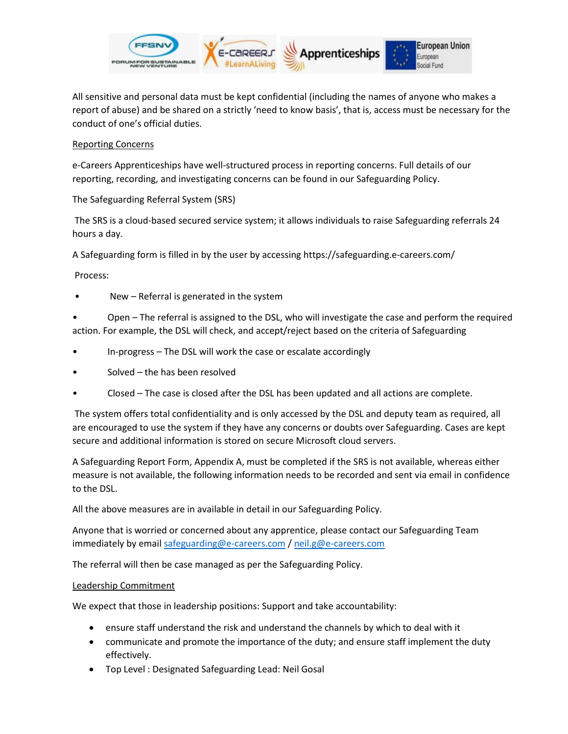All sensitive and personal data must be kept confidential (including the names of anyone who makes a report of abuse) and be shared on a strictly 'need to know basis', that is, access must be necessary for the conduct of one's official duties.

<u>Reporting Concerns</u>

e-Careers Apprenticeships have well-structured process in reporting concerns. Full details of our reporting, recording, and investigating concerns can be found in our Safeguarding Policy.

The Safeguarding Referral System (SRS)

The SRS is a cloud-based secured service system; it allows individuals to raise Safeguarding referrals 24 hours a day.

A Safeguarding form is filled in by the user by accessing https://safeguarding.e-careers.com/

Process:

- New – Referral is generated in the system
- Open – The referral is assigned to the DSL, who will investigate the case and perform the required action. For example, the DSL will check, and accept/reject based on the criteria of Safeguarding
- In-progress – The DSL will work the case or escalate accordingly
- Solved – the has been resolved
- Closed – The case is closed after the DSL has been updated and all actions are complete.

The system offers total confidentiality and is only accessed by the DSL and deputy team as required, all are encouraged to use the system if they have any concerns or doubts over Safeguarding. Cases are kept secure and additional information is stored on secure Microsoft cloud servers.

A Safeguarding Report Form, Appendix A, must be completed if the SRS is not available, whereas either measure is not available, the following information needs to be recorded and sent via email in confidence to the DSL.

All the above measures are in available in detail in our Safeguarding Policy.

Anyone that is worried or concerned about any apprentice, please contact our Safeguarding Team immediately by email safeguarding@e-careers.com / neil.g@e-careers.com

The referral will then be case managed as per the Safeguarding Policy.

<u>Leadership Commitment</u>

We expect that those in leadership positions: Support and take accountability:

- ensure staff understand the risk and understand the channels by which to deal with it
- communicate and promote the importance of the duty; and ensure staff implement the duty effectively.
- Top Level : Designated Safeguarding Lead: Neil Gosal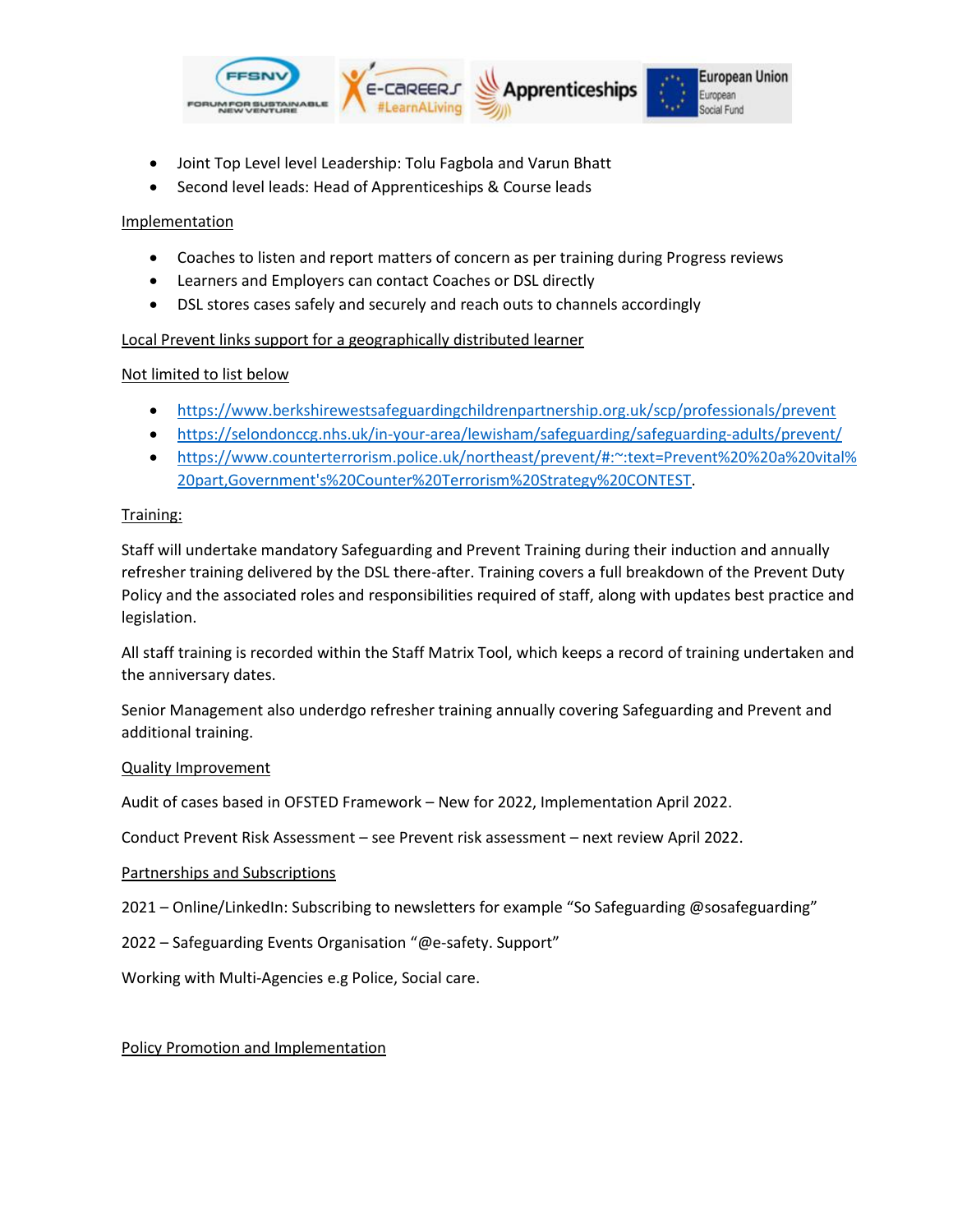- Joint Top Level level Leadership: Tolu Fagbola and Varun Bhatt
- Second level leads: Head of Apprenticeships & Course leads

Implementation

- Coaches to listen and report matters of concern as per training during Progress reviews
- Learners and Employers can contact Coaches or DSL directly
- DSL stores cases safely and securely and reach outs to channels accordingly

Local Prevent links support for a geographically distributed learner

Not limited to list below

- https://www.berkshirewestsafeguardingchildrenpartnership.org.uk/scp/professionals/prevent
- https://selondonccg.nhs.uk/in-your-area/lewisham/safeguarding/safeguarding-adults/prevent/
- https://www.counterterrorism.police.uk/northeast/prevent/#:~:text=Prevent%20%20a%20vital%20part,Government's%20Counter%20Terrorism%20Strategy%20CONTEST.

Training:

Staff will undertake mandatory Safeguarding and Prevent Training during their induction and annually refresher training delivered by the DSL there-after. Training covers a full breakdown of the Prevent Duty Policy and the associated roles and responsibilities required of staff, along with updates best practice and legislation.

All staff training is recorded within the Staff Matrix Tool, which keeps a record of training undertaken and the anniversary dates.

Senior Management also underdgo refresher training annually covering Safeguarding and Prevent and additional training.

Quality Improvement

Audit of cases based in OFSTED Framework – New for 2022, Implementation April 2022.

Conduct Prevent Risk Assessment – see Prevent risk assessment – next review April 2022.

Partnerships and Subscriptions

2021 – Online/LinkedIn: Subscribing to newsletters for example "So Safeguarding @sosafeguarding"

2022 – Safeguarding Events Organisation "@e-safety. Support"

Working with Multi-Agencies e.g Police, Social care.

Policy Promotion and Implementation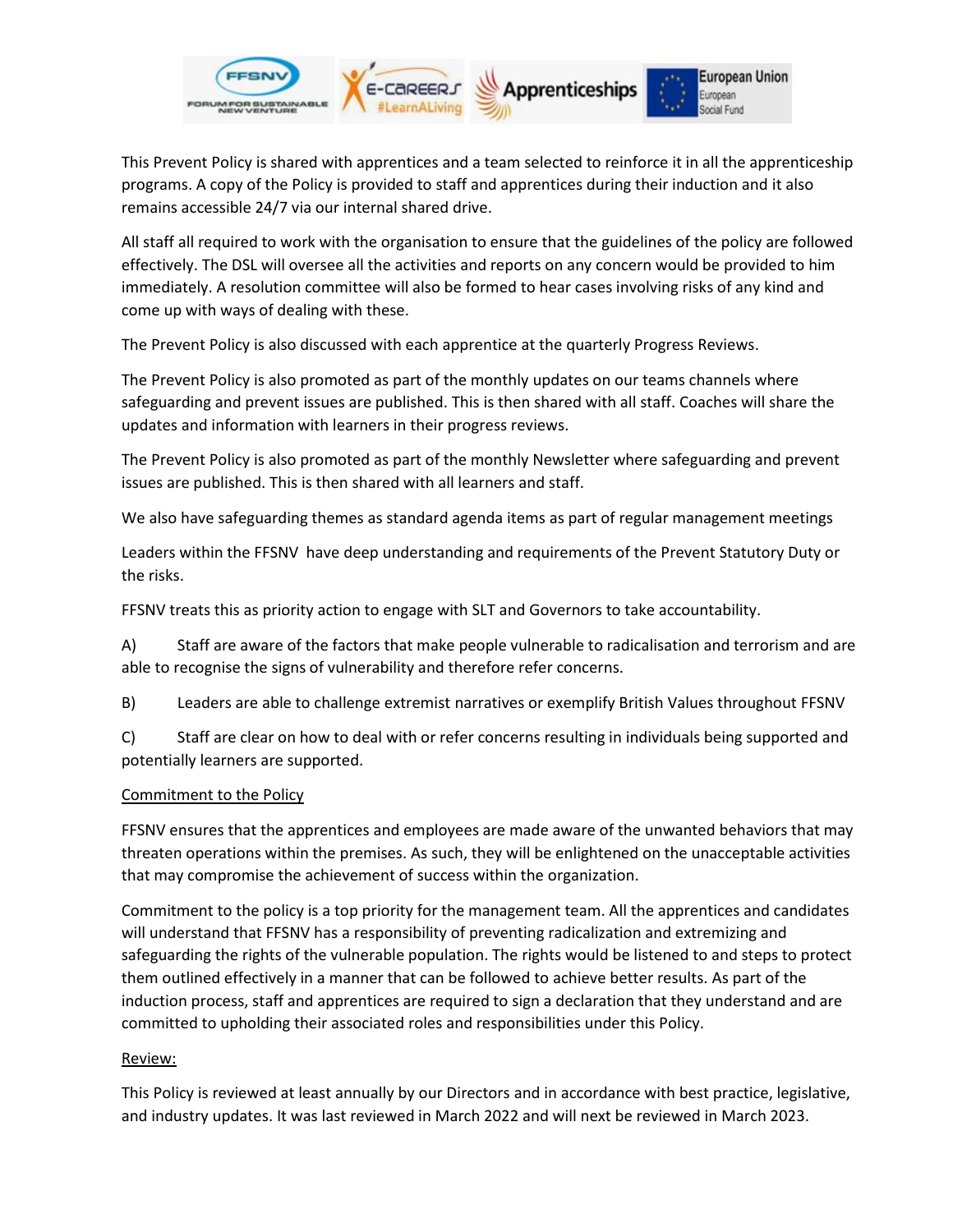This Prevent Policy is shared with apprentices and a team selected to reinforce it in all the apprenticeship programs. A copy of the Policy is provided to staff and apprentices during their induction and it also remains accessible 24/7 via our internal shared drive.

All staff all required to work with the organisation to ensure that the guidelines of the policy are followed effectively. The DSL will oversee all the activities and reports on any concern would be provided to him immediately. A resolution committee will also be formed to hear cases involving risks of any kind and come up with ways of dealing with these.

The Prevent Policy is also discussed with each apprentice at the quarterly Progress Reviews.

The Prevent Policy is also promoted as part of the monthly updates on our teams channels where safeguarding and prevent issues are published. This is then shared with all staff. Coaches will share the updates and information with learners in their progress reviews.

The Prevent Policy is also promoted as part of the monthly Newsletter where safeguarding and prevent issues are published. This is then shared with all learners and staff.

We also have safeguarding themes as standard agenda items as part of regular management meetings

Leaders within the FFSNV have deep understanding and requirements of the Prevent Statutory Duty or the risks.

FFSNV treats this as priority action to engage with SLT and Governors to take accountability.

A) Staff are aware of the factors that make people vulnerable to radicalisation and terrorism and are able to recognise the signs of vulnerability and therefore refer concerns.

B) Leaders are able to challenge extremist narratives or exemplify British Values throughout FFSNV

C) Staff are clear on how to deal with or refer concerns resulting in individuals being supported and potentially learners are supported.

<u>Commitment to the Policy</u>

FFSNV ensures that the apprentices and employees are made aware of the unwanted behaviors that may threaten operations within the premises. As such, they will be enlightened on the unacceptable activities that may compromise the achievement of success within the organization.

Commitment to the policy is a top priority for the management team. All the apprentices and candidates will understand that FFSNV has a responsibility of preventing radicalization and extremizing and safeguarding the rights of the vulnerable population. The rights would be listened to and steps to protect them outlined effectively in a manner that can be followed to achieve better results. As part of the induction process, staff and apprentices are required to sign a declaration that they understand and are committed to upholding their associated roles and responsibilities under this Policy.

<u>Review:</u>

This Policy is reviewed at least annually by our Directors and in accordance with best practice, legislative, and industry updates. It was last reviewed in March 2022 and will next be reviewed in March 2023.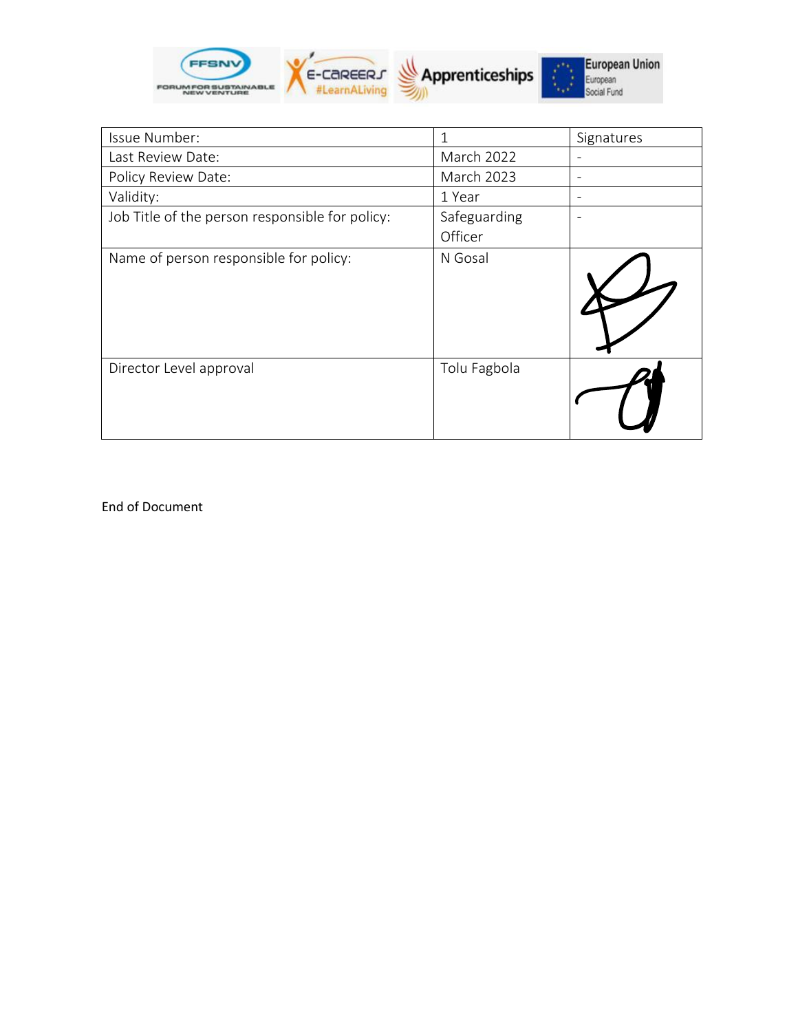| | | |
|---|---|---|
| Issue Number: | 1 | Signatures |
| Last Review Date: | March 2022 | - |
| Policy Review Date: | March 2023 | - |
| Validity: | 1 Year | - |
| Job Title of the person responsible for policy: | Safeguarding Officer | - |
| Name of person responsible for policy: | N Gosal | |
| Director Level approval | Tolu Fagbola | |

End of Document